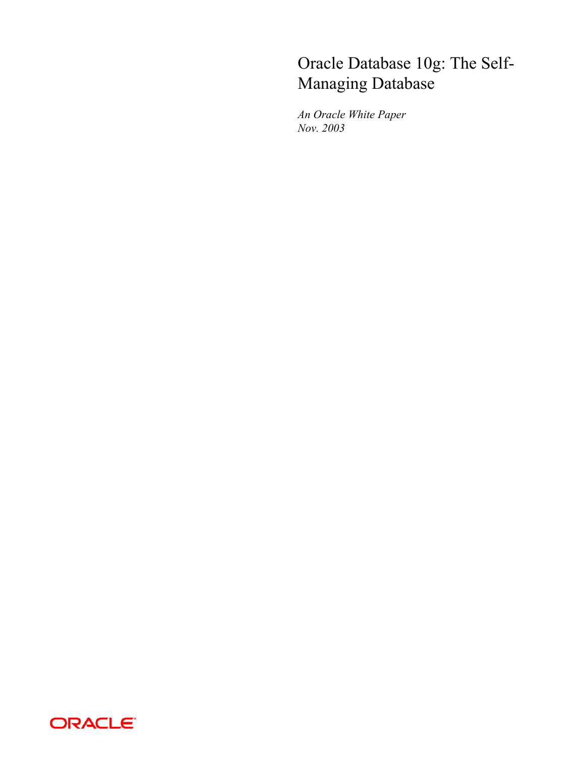# Oracle Database 10g: The Self-Managing Database

*An Oracle White Paper*
*Nov. 2003*

ORACLE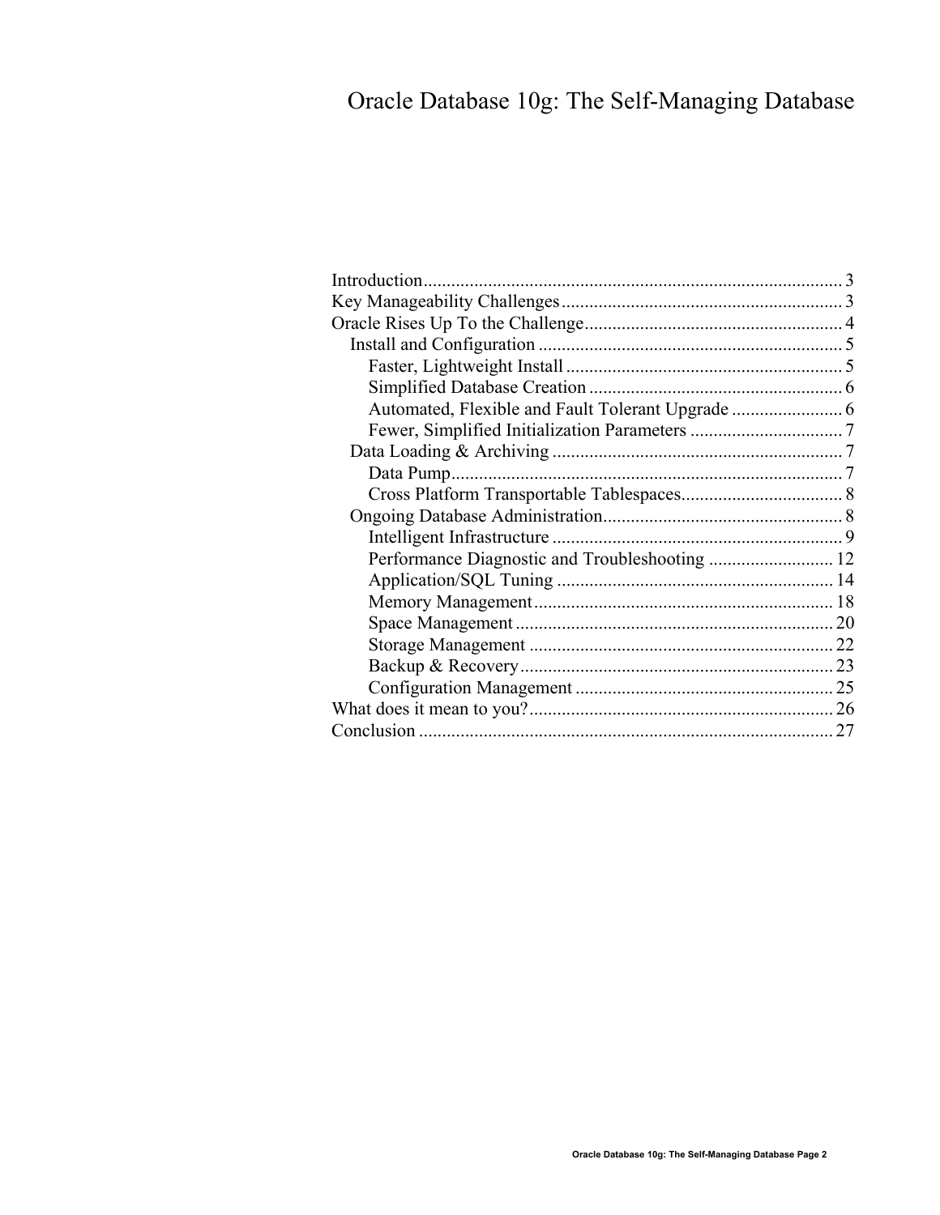# Oracle Database 10g: The Self-Managing Database

- Introduction .......................................................................................... 3
- Key Manageability Challenges ............................................................. 3
- Oracle Rises Up To the Challenge ........................................................ 4
  - Install and Configuration .................................................................. 5
    - Faster, Lightweight Install ............................................................ 5
    - Simplified Database Creation ....................................................... 6
    - Automated, Flexible and Fault Tolerant Upgrade ........................ 6
    - Fewer, Simplified Initialization Parameters ................................. 7
  - Data Loading & Archiving ............................................................... 7
    - Data Pump ..................................................................................... 7
    - Cross Platform Transportable Tablespaces ................................... 8
  - Ongoing Database Administration .................................................... 8
    - Intelligent Infrastructure ............................................................... 9
    - Performance Diagnostic and Troubleshooting ........................... 12
    - Application/SQL Tuning ............................................................ 14
    - Memory Management ................................................................. 18
    - Space Management ..................................................................... 20
    - Storage Management .................................................................. 22
    - Backup & Recovery .................................................................... 23
    - Configuration Management ........................................................ 25
- What does it mean to you? .................................................................. 26
- Conclusion .......................................................................................... 27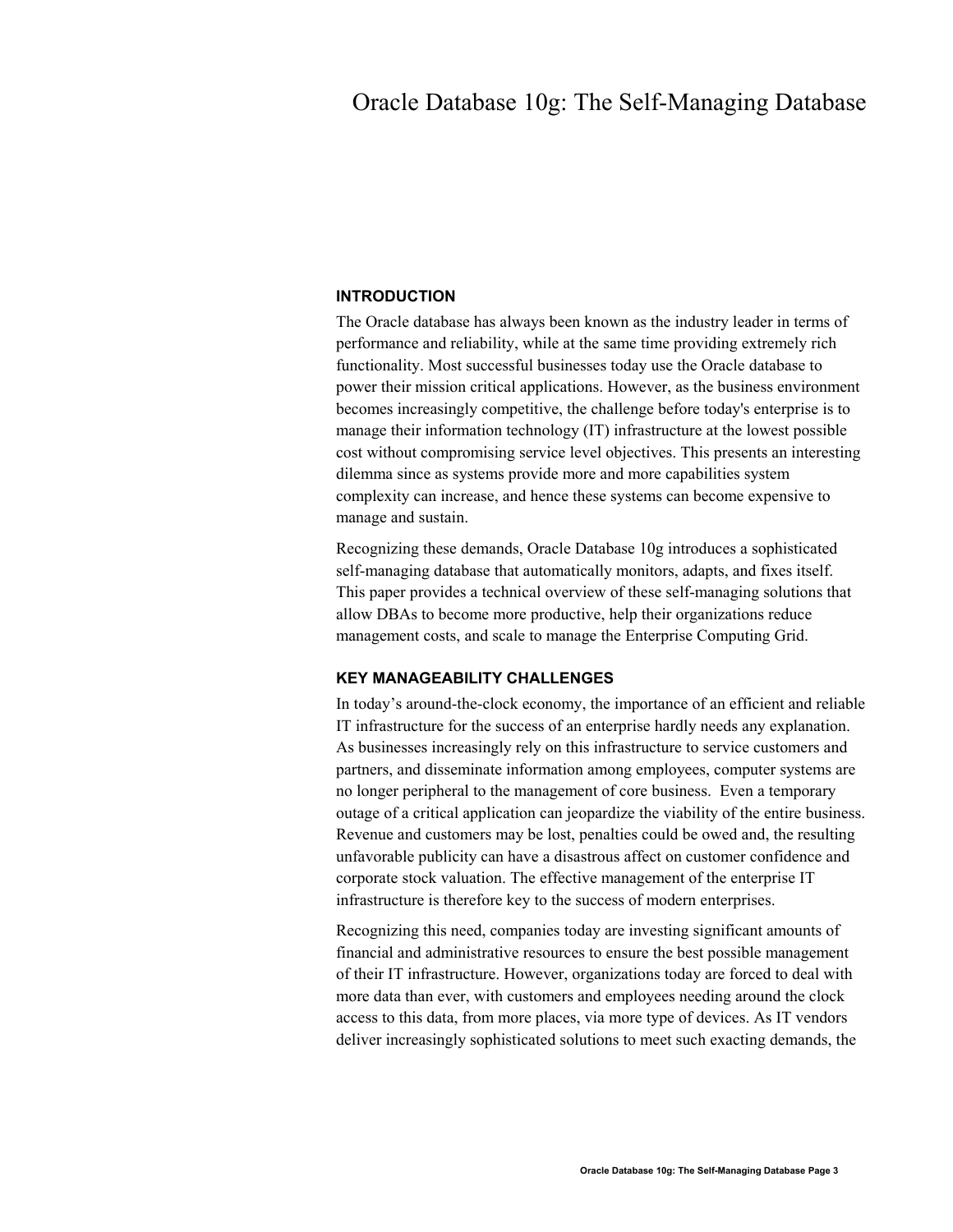# Oracle Database 10g: The Self-Managing Database

## INTRODUCTION

The Oracle database has always been known as the industry leader in terms of performance and reliability, while at the same time providing extremely rich functionality. Most successful businesses today use the Oracle database to power their mission critical applications. However, as the business environment becomes increasingly competitive, the challenge before today's enterprise is to manage their information technology (IT) infrastructure at the lowest possible cost without compromising service level objectives. This presents an interesting dilemma since as systems provide more and more capabilities system complexity can increase, and hence these systems can become expensive to manage and sustain.

Recognizing these demands, Oracle Database 10g introduces a sophisticated self-managing database that automatically monitors, adapts, and fixes itself. This paper provides a technical overview of these self-managing solutions that allow DBAs to become more productive, help their organizations reduce management costs, and scale to manage the Enterprise Computing Grid.

## KEY MANAGEABILITY CHALLENGES

In today's around-the-clock economy, the importance of an efficient and reliable IT infrastructure for the success of an enterprise hardly needs any explanation. As businesses increasingly rely on this infrastructure to service customers and partners, and disseminate information among employees, computer systems are no longer peripheral to the management of core business. Even a temporary outage of a critical application can jeopardize the viability of the entire business. Revenue and customers may be lost, penalties could be owed and, the resulting unfavorable publicity can have a disastrous affect on customer confidence and corporate stock valuation. The effective management of the enterprise IT infrastructure is therefore key to the success of modern enterprises.

Recognizing this need, companies today are investing significant amounts of financial and administrative resources to ensure the best possible management of their IT infrastructure. However, organizations today are forced to deal with more data than ever, with customers and employees needing around the clock access to this data, from more places, via more type of devices. As IT vendors deliver increasingly sophisticated solutions to meet such exacting demands, the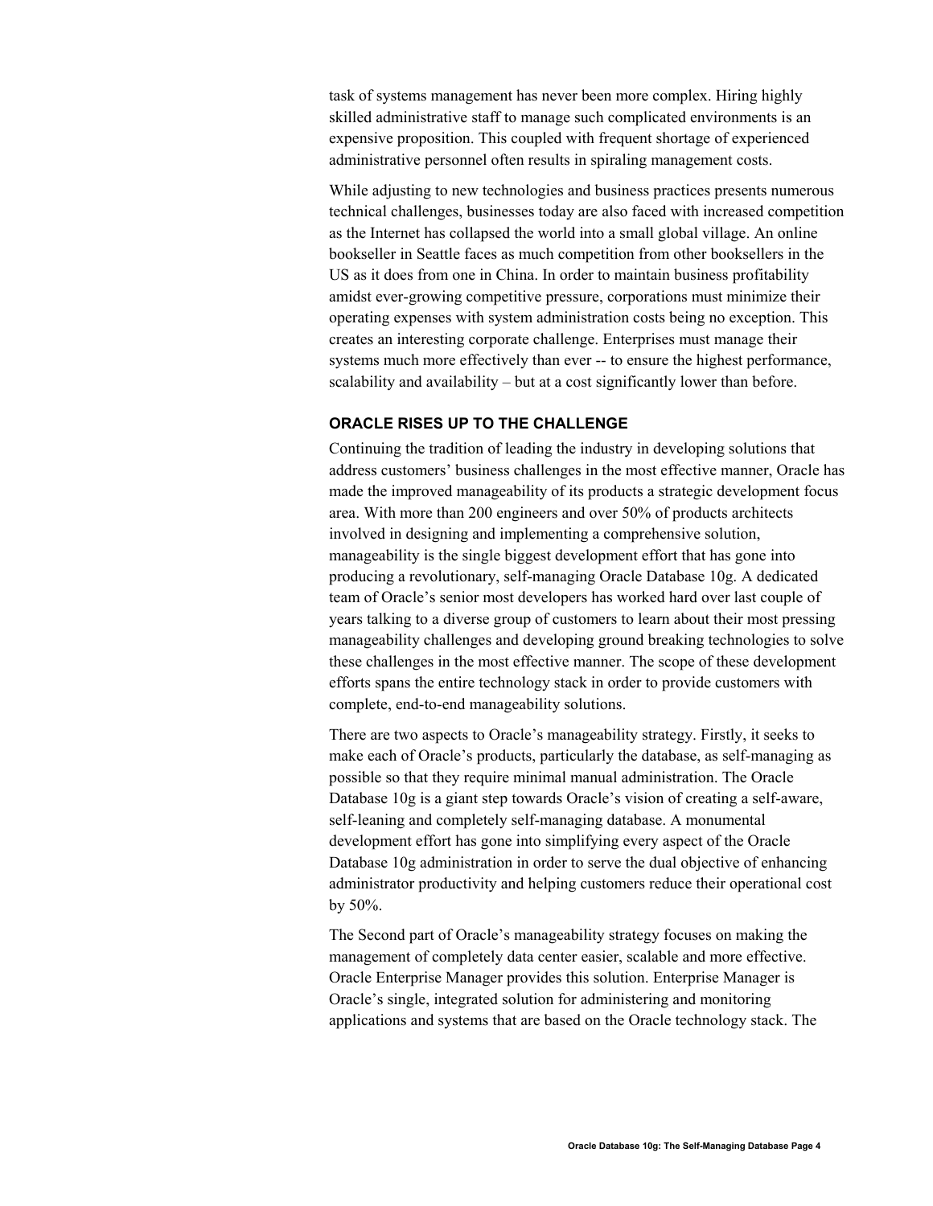task of systems management has never been more complex. Hiring highly skilled administrative staff to manage such complicated environments is an expensive proposition. This coupled with frequent shortage of experienced administrative personnel often results in spiraling management costs.

While adjusting to new technologies and business practices presents numerous technical challenges, businesses today are also faced with increased competition as the Internet has collapsed the world into a small global village. An online bookseller in Seattle faces as much competition from other booksellers in the US as it does from one in China. In order to maintain business profitability amidst ever-growing competitive pressure, corporations must minimize their operating expenses with system administration costs being no exception. This creates an interesting corporate challenge. Enterprises must manage their systems much more effectively than ever -- to ensure the highest performance, scalability and availability – but at a cost significantly lower than before.

## ORACLE RISES UP TO THE CHALLENGE

Continuing the tradition of leading the industry in developing solutions that address customers' business challenges in the most effective manner, Oracle has made the improved manageability of its products a strategic development focus area. With more than 200 engineers and over 50% of products architects involved in designing and implementing a comprehensive solution, manageability is the single biggest development effort that has gone into producing a revolutionary, self-managing Oracle Database 10g. A dedicated team of Oracle's senior most developers has worked hard over last couple of years talking to a diverse group of customers to learn about their most pressing manageability challenges and developing ground breaking technologies to solve these challenges in the most effective manner. The scope of these development efforts spans the entire technology stack in order to provide customers with complete, end-to-end manageability solutions.

There are two aspects to Oracle's manageability strategy. Firstly, it seeks to make each of Oracle's products, particularly the database, as self-managing as possible so that they require minimal manual administration. The Oracle Database 10g is a giant step towards Oracle's vision of creating a self-aware, self-leaning and completely self-managing database. A monumental development effort has gone into simplifying every aspect of the Oracle Database 10g administration in order to serve the dual objective of enhancing administrator productivity and helping customers reduce their operational cost by 50%.

The Second part of Oracle's manageability strategy focuses on making the management of completely data center easier, scalable and more effective. Oracle Enterprise Manager provides this solution. Enterprise Manager is Oracle's single, integrated solution for administering and monitoring applications and systems that are based on the Oracle technology stack. The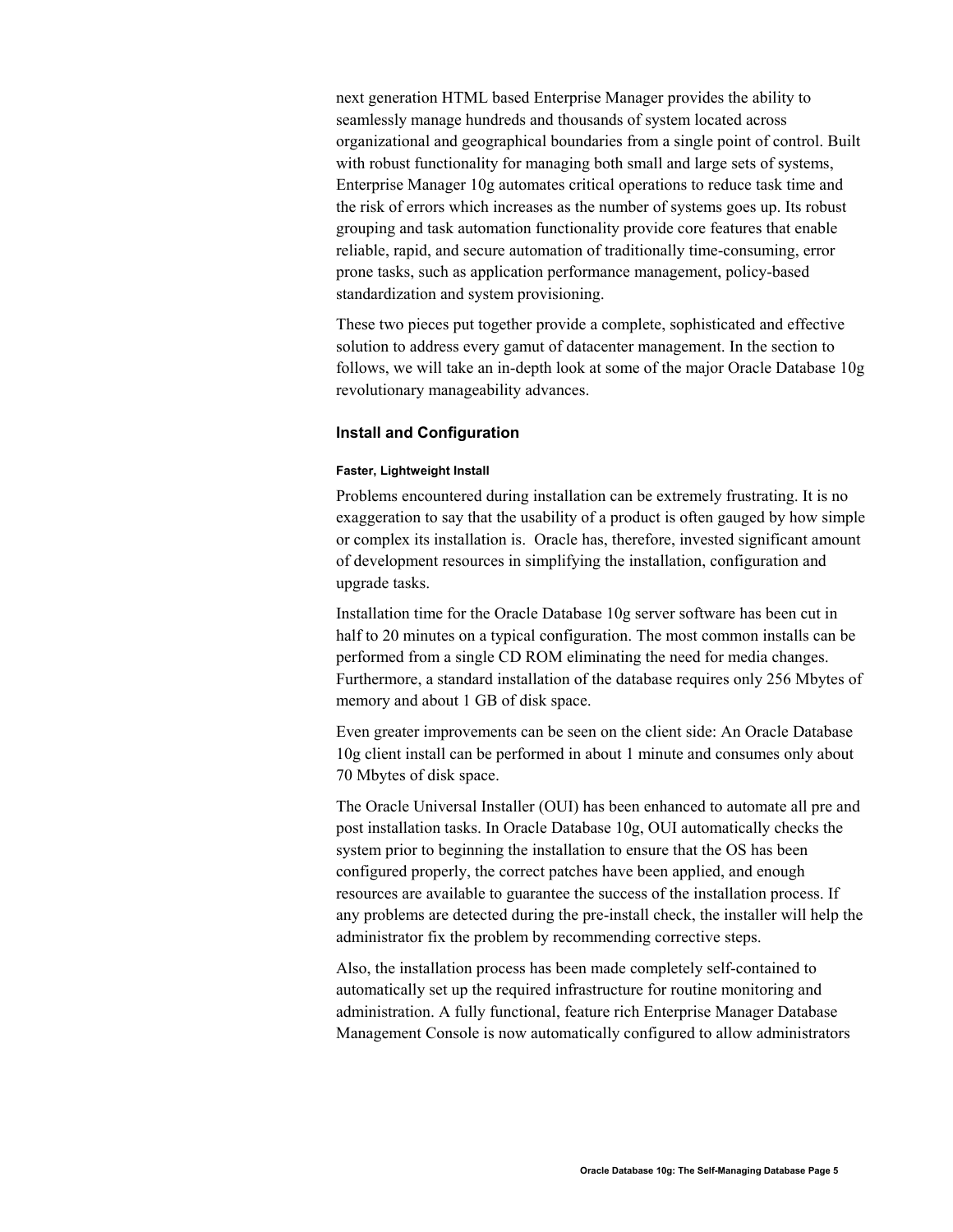next generation HTML based Enterprise Manager provides the ability to seamlessly manage hundreds and thousands of system located across organizational and geographical boundaries from a single point of control. Built with robust functionality for managing both small and large sets of systems, Enterprise Manager 10g automates critical operations to reduce task time and the risk of errors which increases as the number of systems goes up. Its robust grouping and task automation functionality provide core features that enable reliable, rapid, and secure automation of traditionally time-consuming, error prone tasks, such as application performance management, policy-based standardization and system provisioning.

These two pieces put together provide a complete, sophisticated and effective solution to address every gamut of datacenter management. In the section to follows, we will take an in-depth look at some of the major Oracle Database 10g revolutionary manageability advances.

## Install and Configuration

#### Faster, Lightweight Install

Problems encountered during installation can be extremely frustrating. It is no exaggeration to say that the usability of a product is often gauged by how simple or complex its installation is. Oracle has, therefore, invested significant amount of development resources in simplifying the installation, configuration and upgrade tasks.

Installation time for the Oracle Database 10g server software has been cut in half to 20 minutes on a typical configuration. The most common installs can be performed from a single CD ROM eliminating the need for media changes. Furthermore, a standard installation of the database requires only 256 Mbytes of memory and about 1 GB of disk space.

Even greater improvements can be seen on the client side: An Oracle Database 10g client install can be performed in about 1 minute and consumes only about 70 Mbytes of disk space.

The Oracle Universal Installer (OUI) has been enhanced to automate all pre and post installation tasks. In Oracle Database 10g, OUI automatically checks the system prior to beginning the installation to ensure that the OS has been configured properly, the correct patches have been applied, and enough resources are available to guarantee the success of the installation process. If any problems are detected during the pre-install check, the installer will help the administrator fix the problem by recommending corrective steps.

Also, the installation process has been made completely self-contained to automatically set up the required infrastructure for routine monitoring and administration. A fully functional, feature rich Enterprise Manager Database Management Console is now automatically configured to allow administrators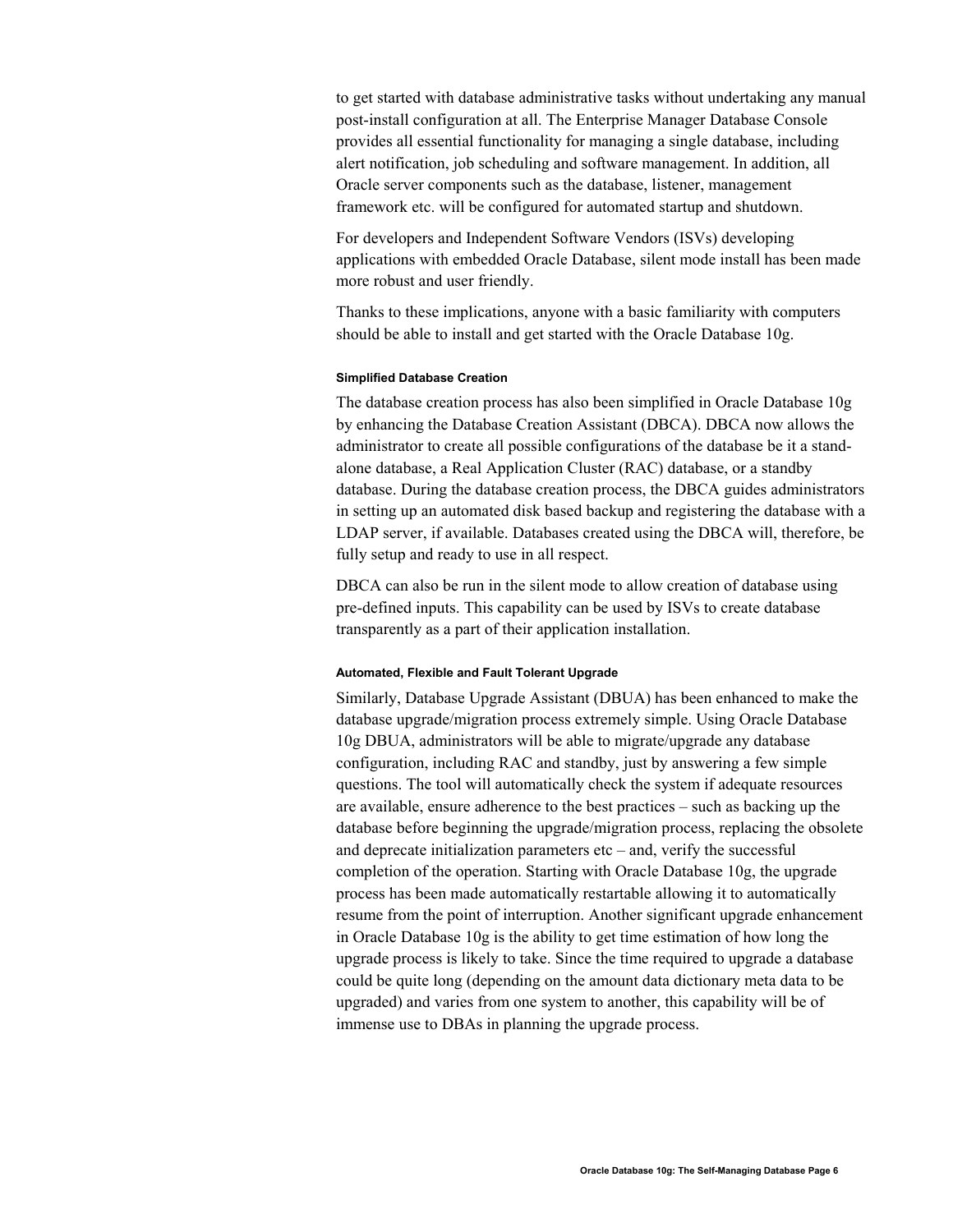to get started with database administrative tasks without undertaking any manual post-install configuration at all. The Enterprise Manager Database Console provides all essential functionality for managing a single database, including alert notification, job scheduling and software management. In addition, all Oracle server components such as the database, listener, management framework etc. will be configured for automated startup and shutdown.

For developers and Independent Software Vendors (ISVs) developing applications with embedded Oracle Database, silent mode install has been made more robust and user friendly.

Thanks to these implications, anyone with a basic familiarity with computers should be able to install and get started with the Oracle Database 10g.

#### Simplified Database Creation

The database creation process has also been simplified in Oracle Database 10g by enhancing the Database Creation Assistant (DBCA). DBCA now allows the administrator to create all possible configurations of the database be it a stand-alone database, a Real Application Cluster (RAC) database, or a standby database. During the database creation process, the DBCA guides administrators in setting up an automated disk based backup and registering the database with a LDAP server, if available. Databases created using the DBCA will, therefore, be fully setup and ready to use in all respect.

DBCA can also be run in the silent mode to allow creation of database using pre-defined inputs. This capability can be used by ISVs to create database transparently as a part of their application installation.

#### Automated, Flexible and Fault Tolerant Upgrade

Similarly, Database Upgrade Assistant (DBUA) has been enhanced to make the database upgrade/migration process extremely simple. Using Oracle Database 10g DBUA, administrators will be able to migrate/upgrade any database configuration, including RAC and standby, just by answering a few simple questions. The tool will automatically check the system if adequate resources are available, ensure adherence to the best practices – such as backing up the database before beginning the upgrade/migration process, replacing the obsolete and deprecate initialization parameters etc – and, verify the successful completion of the operation. Starting with Oracle Database 10g, the upgrade process has been made automatically restartable allowing it to automatically resume from the point of interruption. Another significant upgrade enhancement in Oracle Database 10g is the ability to get time estimation of how long the upgrade process is likely to take. Since the time required to upgrade a database could be quite long (depending on the amount data dictionary meta data to be upgraded) and varies from one system to another, this capability will be of immense use to DBAs in planning the upgrade process.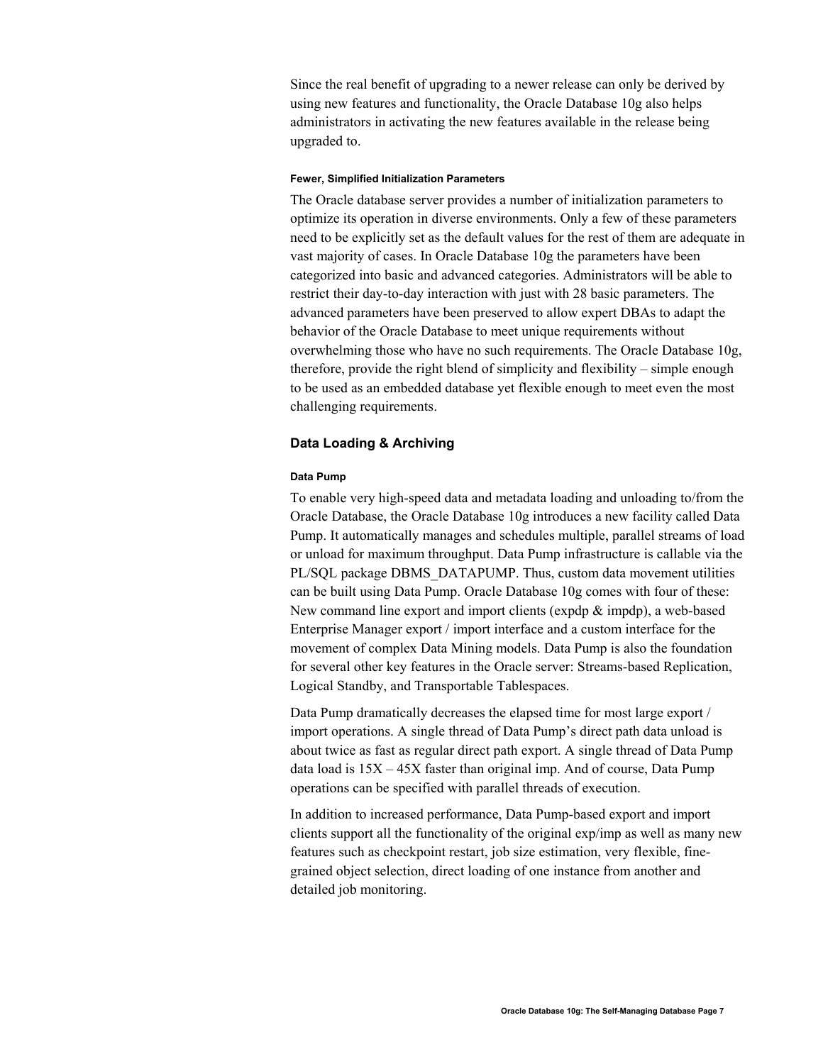Since the real benefit of upgrading to a newer release can only be derived by using new features and functionality, the Oracle Database 10g also helps administrators in activating the new features available in the release being upgraded to.

#### Fewer, Simplified Initialization Parameters

The Oracle database server provides a number of initialization parameters to optimize its operation in diverse environments. Only a few of these parameters need to be explicitly set as the default values for the rest of them are adequate in vast majority of cases. In Oracle Database 10g the parameters have been categorized into basic and advanced categories. Administrators will be able to restrict their day-to-day interaction with just with 28 basic parameters. The advanced parameters have been preserved to allow expert DBAs to adapt the behavior of the Oracle Database to meet unique requirements without overwhelming those who have no such requirements. The Oracle Database 10g, therefore, provide the right blend of simplicity and flexibility – simple enough to be used as an embedded database yet flexible enough to meet even the most challenging requirements.

### Data Loading & Archiving

#### Data Pump

To enable very high-speed data and metadata loading and unloading to/from the Oracle Database, the Oracle Database 10g introduces a new facility called Data Pump. It automatically manages and schedules multiple, parallel streams of load or unload for maximum throughput. Data Pump infrastructure is callable via the PL/SQL package DBMS_DATAPUMP. Thus, custom data movement utilities can be built using Data Pump. Oracle Database 10g comes with four of these: New command line export and import clients (expdp & impdp), a web-based Enterprise Manager export / import interface and a custom interface for the movement of complex Data Mining models. Data Pump is also the foundation for several other key features in the Oracle server: Streams-based Replication, Logical Standby, and Transportable Tablespaces.

Data Pump dramatically decreases the elapsed time for most large export / import operations. A single thread of Data Pump's direct path data unload is about twice as fast as regular direct path export. A single thread of Data Pump data load is 15X – 45X faster than original imp. And of course, Data Pump operations can be specified with parallel threads of execution.

In addition to increased performance, Data Pump-based export and import clients support all the functionality of the original exp/imp as well as many new features such as checkpoint restart, job size estimation, very flexible, fine-grained object selection, direct loading of one instance from another and detailed job monitoring.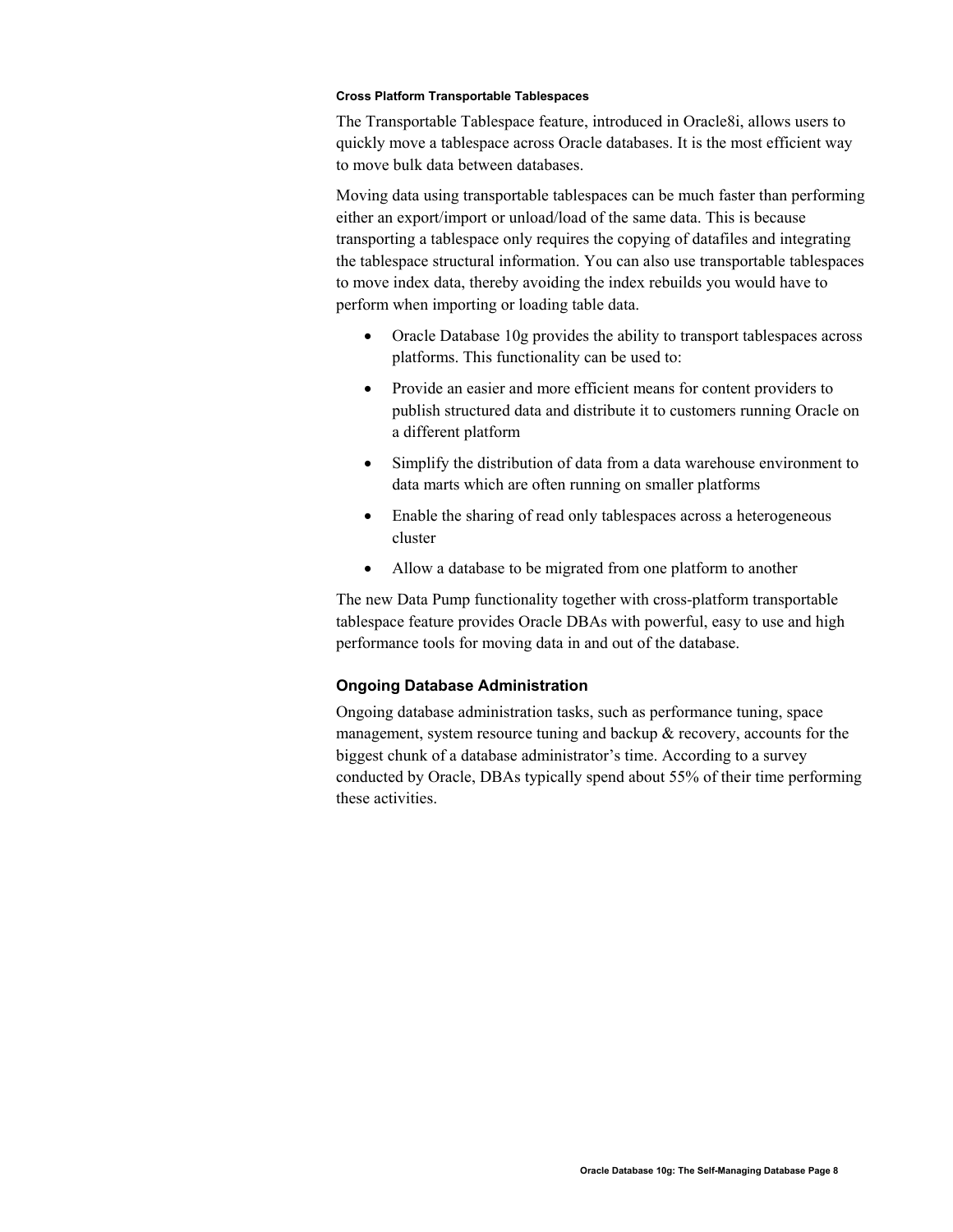#### Cross Platform Transportable Tablespaces

The Transportable Tablespace feature, introduced in Oracle8i, allows users to quickly move a tablespace across Oracle databases. It is the most efficient way to move bulk data between databases.

Moving data using transportable tablespaces can be much faster than performing either an export/import or unload/load of the same data. This is because transporting a tablespace only requires the copying of datafiles and integrating the tablespace structural information. You can also use transportable tablespaces to move index data, thereby avoiding the index rebuilds you would have to perform when importing or loading table data.

- Oracle Database 10g provides the ability to transport tablespaces across platforms. This functionality can be used to:
- Provide an easier and more efficient means for content providers to publish structured data and distribute it to customers running Oracle on a different platform
- Simplify the distribution of data from a data warehouse environment to data marts which are often running on smaller platforms
- Enable the sharing of read only tablespaces across a heterogeneous cluster
- Allow a database to be migrated from one platform to another

The new Data Pump functionality together with cross-platform transportable tablespace feature provides Oracle DBAs with powerful, easy to use and high performance tools for moving data in and out of the database.

### Ongoing Database Administration

Ongoing database administration tasks, such as performance tuning, space management, system resource tuning and backup & recovery, accounts for the biggest chunk of a database administrator's time. According to a survey conducted by Oracle, DBAs typically spend about 55% of their time performing these activities.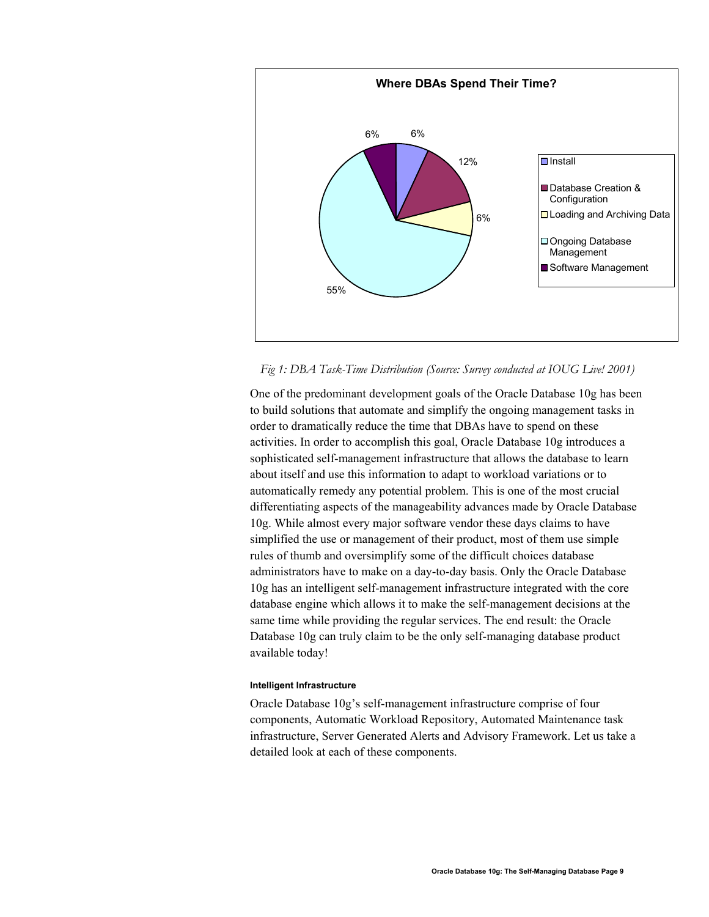**Where DBAs Spend Their Time?**

| Task | Percentage |
|---|---|
| Install | 6% |
| Database Creation & Configuration | 12% |
| Loading and Archiving Data | 6% |
| Ongoing Database Management | 55% |
| Software Management | 6% |

*Fig 1: DBA Task-Time Distribution (Source: Survey conducted at IOUG Live! 2001)*

One of the predominant development goals of the Oracle Database 10g has been to build solutions that automate and simplify the ongoing management tasks in order to dramatically reduce the time that DBAs have to spend on these activities. In order to accomplish this goal, Oracle Database 10g introduces a sophisticated self-management infrastructure that allows the database to learn about itself and use this information to adapt to workload variations or to automatically remedy any potential problem. This is one of the most crucial differentiating aspects of the manageability advances made by Oracle Database 10g. While almost every major software vendor these days claims to have simplified the use or management of their product, most of them use simple rules of thumb and oversimplify some of the difficult choices database administrators have to make on a day-to-day basis. Only the Oracle Database 10g has an intelligent self-management infrastructure integrated with the core database engine which allows it to make the self-management decisions at the same time while providing the regular services. The end result: the Oracle Database 10g can truly claim to be the only self-managing database product available today!

#### Intelligent Infrastructure

Oracle Database 10g's self-management infrastructure comprise of four components, Automatic Workload Repository, Automated Maintenance task infrastructure, Server Generated Alerts and Advisory Framework. Let us take a detailed look at each of these components.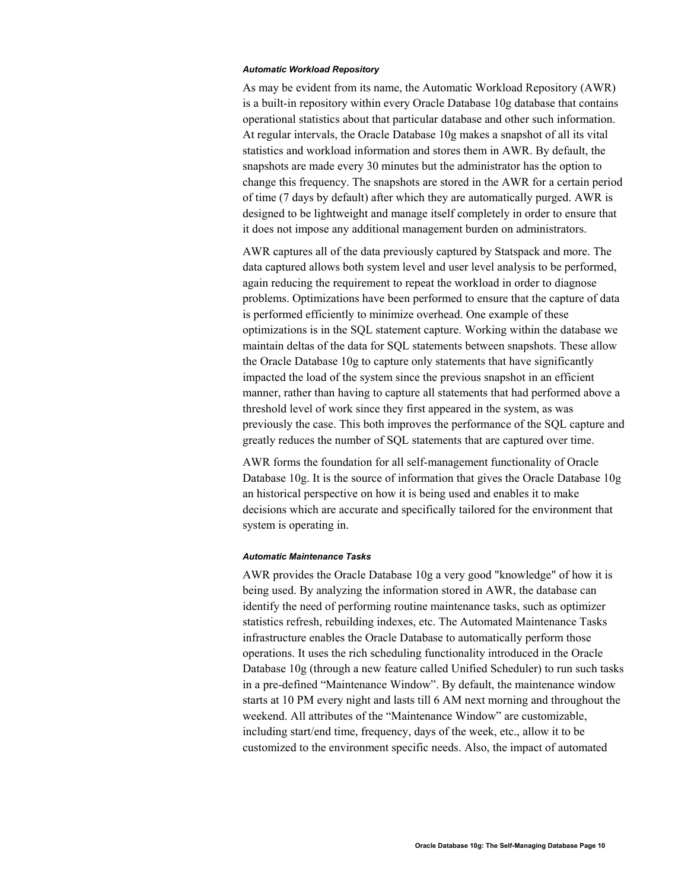#### *Automatic Workload Repository*

As may be evident from its name, the Automatic Workload Repository (AWR) is a built-in repository within every Oracle Database 10g database that contains operational statistics about that particular database and other such information. At regular intervals, the Oracle Database 10g makes a snapshot of all its vital statistics and workload information and stores them in AWR. By default, the snapshots are made every 30 minutes but the administrator has the option to change this frequency. The snapshots are stored in the AWR for a certain period of time (7 days by default) after which they are automatically purged. AWR is designed to be lightweight and manage itself completely in order to ensure that it does not impose any additional management burden on administrators.

AWR captures all of the data previously captured by Statspack and more. The data captured allows both system level and user level analysis to be performed, again reducing the requirement to repeat the workload in order to diagnose problems. Optimizations have been performed to ensure that the capture of data is performed efficiently to minimize overhead. One example of these optimizations is in the SQL statement capture. Working within the database we maintain deltas of the data for SQL statements between snapshots. These allow the Oracle Database 10g to capture only statements that have significantly impacted the load of the system since the previous snapshot in an efficient manner, rather than having to capture all statements that had performed above a threshold level of work since they first appeared in the system, as was previously the case. This both improves the performance of the SQL capture and greatly reduces the number of SQL statements that are captured over time.

AWR forms the foundation for all self-management functionality of Oracle Database 10g. It is the source of information that gives the Oracle Database 10g an historical perspective on how it is being used and enables it to make decisions which are accurate and specifically tailored for the environment that system is operating in.

#### *Automatic Maintenance Tasks*

AWR provides the Oracle Database 10g a very good "knowledge" of how it is being used. By analyzing the information stored in AWR, the database can identify the need of performing routine maintenance tasks, such as optimizer statistics refresh, rebuilding indexes, etc. The Automated Maintenance Tasks infrastructure enables the Oracle Database to automatically perform those operations. It uses the rich scheduling functionality introduced in the Oracle Database 10g (through a new feature called Unified Scheduler) to run such tasks in a pre-defined "Maintenance Window". By default, the maintenance window starts at 10 PM every night and lasts till 6 AM next morning and throughout the weekend. All attributes of the "Maintenance Window" are customizable, including start/end time, frequency, days of the week, etc., allow it to be customized to the environment specific needs. Also, the impact of automated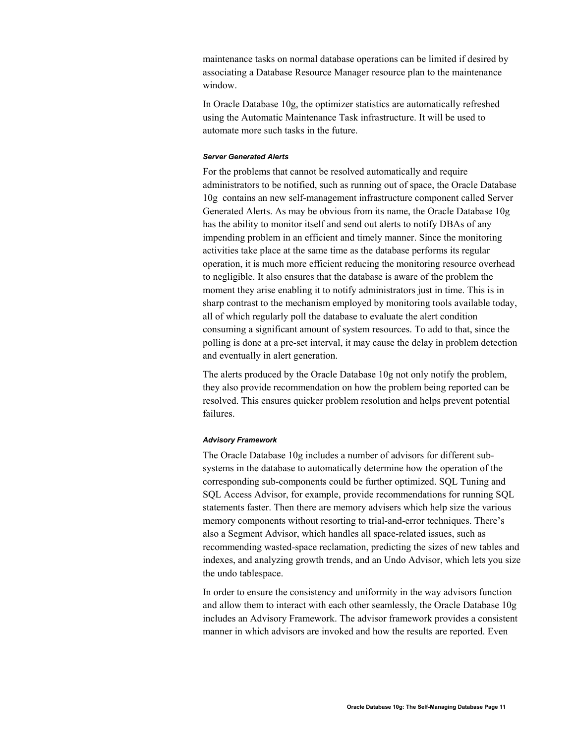maintenance tasks on normal database operations can be limited if desired by associating a Database Resource Manager resource plan to the maintenance window.

In Oracle Database 10g, the optimizer statistics are automatically refreshed using the Automatic Maintenance Task infrastructure. It will be used to automate more such tasks in the future.

#### *Server Generated Alerts*

For the problems that cannot be resolved automatically and require administrators to be notified, such as running out of space, the Oracle Database 10g contains an new self-management infrastructure component called Server Generated Alerts. As may be obvious from its name, the Oracle Database 10g has the ability to monitor itself and send out alerts to notify DBAs of any impending problem in an efficient and timely manner. Since the monitoring activities take place at the same time as the database performs its regular operation, it is much more efficient reducing the monitoring resource overhead to negligible. It also ensures that the database is aware of the problem the moment they arise enabling it to notify administrators just in time. This is in sharp contrast to the mechanism employed by monitoring tools available today, all of which regularly poll the database to evaluate the alert condition consuming a significant amount of system resources. To add to that, since the polling is done at a pre-set interval, it may cause the delay in problem detection and eventually in alert generation.

The alerts produced by the Oracle Database 10g not only notify the problem, they also provide recommendation on how the problem being reported can be resolved. This ensures quicker problem resolution and helps prevent potential failures.

#### *Advisory Framework*

The Oracle Database 10g includes a number of advisors for different sub-systems in the database to automatically determine how the operation of the corresponding sub-components could be further optimized. SQL Tuning and SQL Access Advisor, for example, provide recommendations for running SQL statements faster. Then there are memory advisers which help size the various memory components without resorting to trial-and-error techniques. There's also a Segment Advisor, which handles all space-related issues, such as recommending wasted-space reclamation, predicting the sizes of new tables and indexes, and analyzing growth trends, and an Undo Advisor, which lets you size the undo tablespace.

In order to ensure the consistency and uniformity in the way advisors function and allow them to interact with each other seamlessly, the Oracle Database 10g includes an Advisory Framework. The advisor framework provides a consistent manner in which advisors are invoked and how the results are reported. Even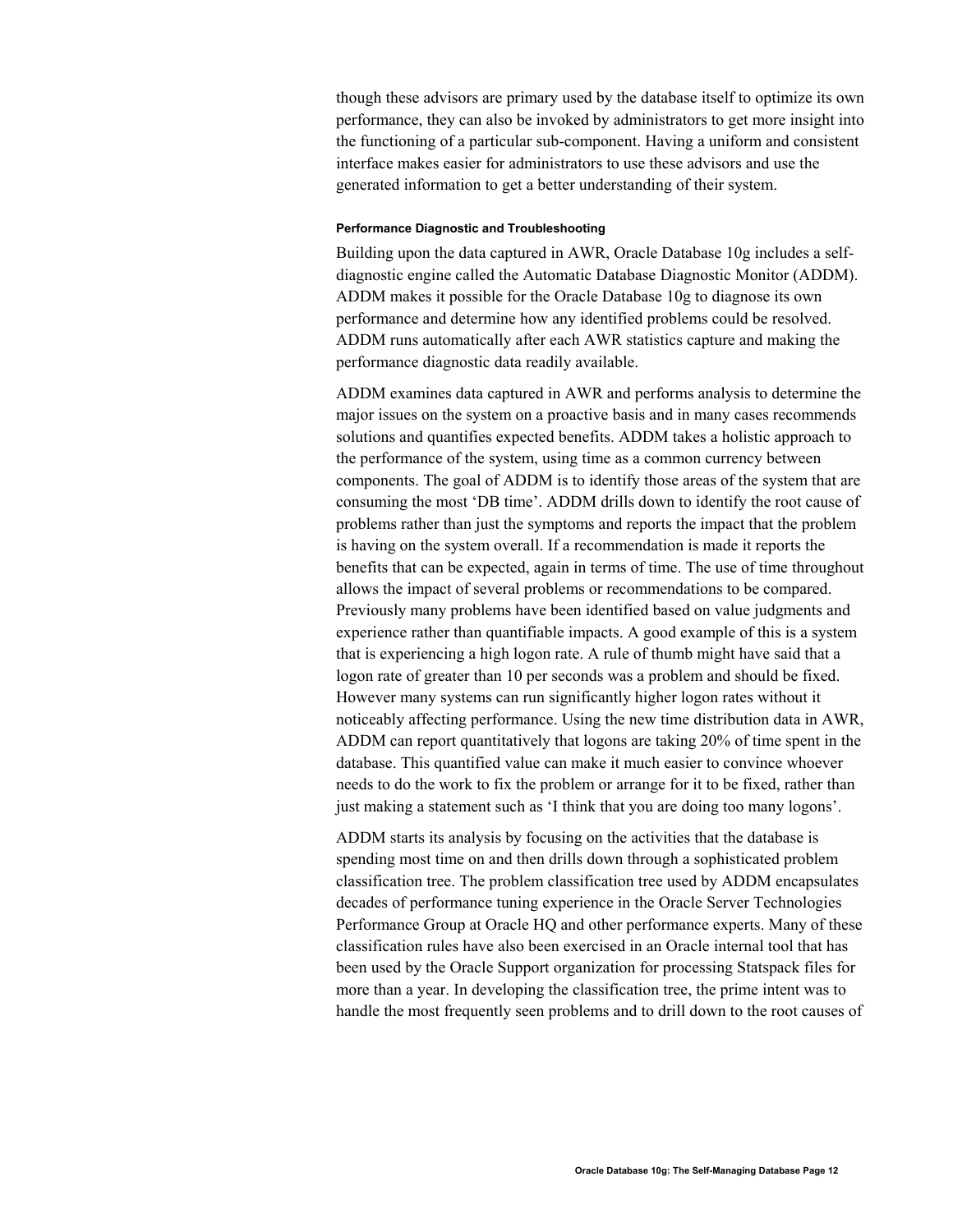though these advisors are primary used by the database itself to optimize its own performance, they can also be invoked by administrators to get more insight into the functioning of a particular sub-component. Having a uniform and consistent interface makes easier for administrators to use these advisors and use the generated information to get a better understanding of their system.

#### Performance Diagnostic and Troubleshooting

Building upon the data captured in AWR, Oracle Database 10g includes a self-diagnostic engine called the Automatic Database Diagnostic Monitor (ADDM). ADDM makes it possible for the Oracle Database 10g to diagnose its own performance and determine how any identified problems could be resolved. ADDM runs automatically after each AWR statistics capture and making the performance diagnostic data readily available.

ADDM examines data captured in AWR and performs analysis to determine the major issues on the system on a proactive basis and in many cases recommends solutions and quantifies expected benefits. ADDM takes a holistic approach to the performance of the system, using time as a common currency between components. The goal of ADDM is to identify those areas of the system that are consuming the most 'DB time'. ADDM drills down to identify the root cause of problems rather than just the symptoms and reports the impact that the problem is having on the system overall. If a recommendation is made it reports the benefits that can be expected, again in terms of time. The use of time throughout allows the impact of several problems or recommendations to be compared. Previously many problems have been identified based on value judgments and experience rather than quantifiable impacts. A good example of this is a system that is experiencing a high logon rate. A rule of thumb might have said that a logon rate of greater than 10 per seconds was a problem and should be fixed. However many systems can run significantly higher logon rates without it noticeably affecting performance. Using the new time distribution data in AWR, ADDM can report quantitatively that logons are taking 20% of time spent in the database. This quantified value can make it much easier to convince whoever needs to do the work to fix the problem or arrange for it to be fixed, rather than just making a statement such as 'I think that you are doing too many logons'.

ADDM starts its analysis by focusing on the activities that the database is spending most time on and then drills down through a sophisticated problem classification tree. The problem classification tree used by ADDM encapsulates decades of performance tuning experience in the Oracle Server Technologies Performance Group at Oracle HQ and other performance experts. Many of these classification rules have also been exercised in an Oracle internal tool that has been used by the Oracle Support organization for processing Statspack files for more than a year. In developing the classification tree, the prime intent was to handle the most frequently seen problems and to drill down to the root causes of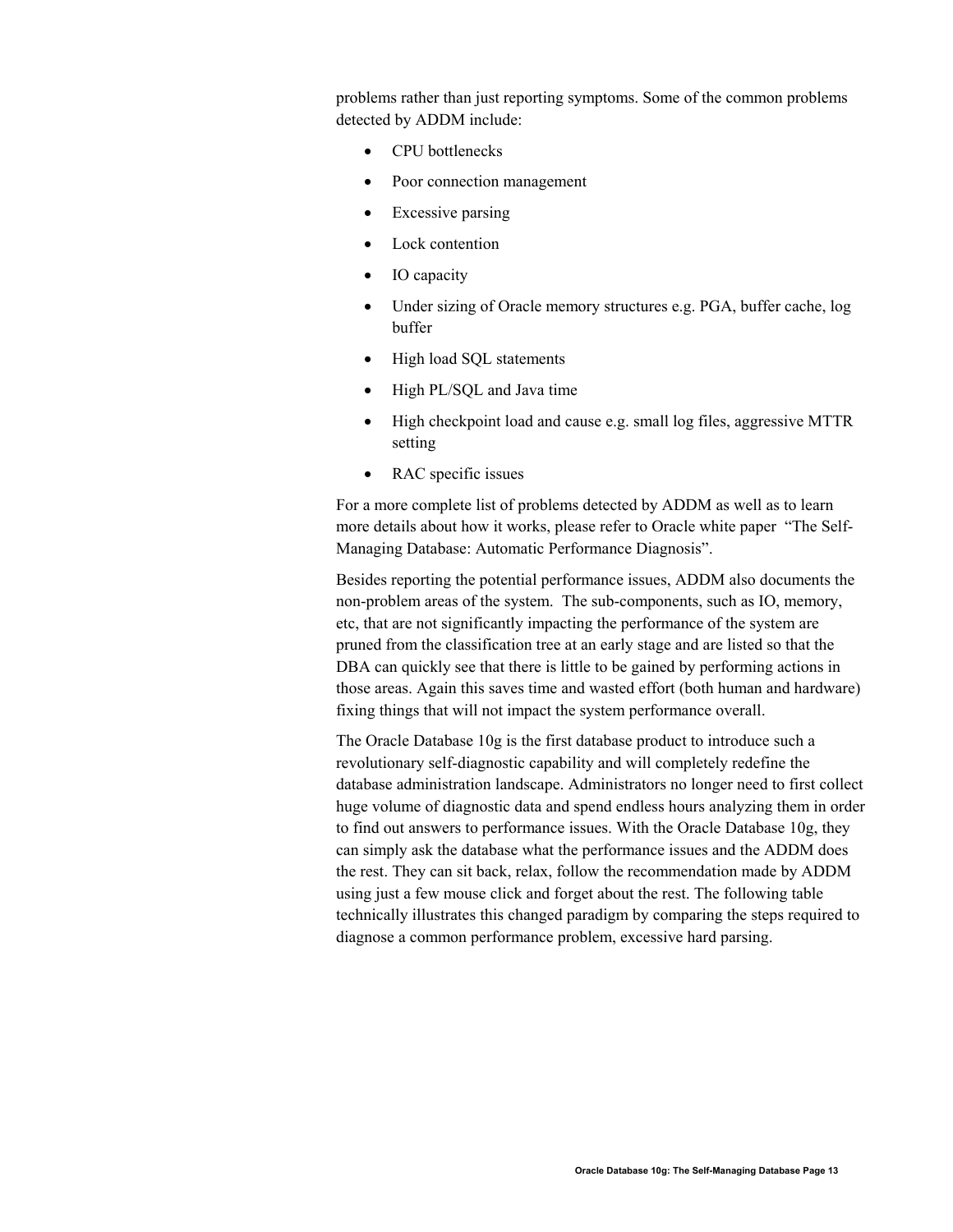problems rather than just reporting symptoms. Some of the common problems detected by ADDM include:

- CPU bottlenecks
- Poor connection management
- Excessive parsing
- Lock contention
- IO capacity
- Under sizing of Oracle memory structures e.g. PGA, buffer cache, log buffer
- High load SQL statements
- High PL/SQL and Java time
- High checkpoint load and cause e.g. small log files, aggressive MTTR setting
- RAC specific issues

For a more complete list of problems detected by ADDM as well as to learn more details about how it works, please refer to Oracle white paper "The Self-Managing Database: Automatic Performance Diagnosis".

Besides reporting the potential performance issues, ADDM also documents the non-problem areas of the system. The sub-components, such as IO, memory, etc, that are not significantly impacting the performance of the system are pruned from the classification tree at an early stage and are listed so that the DBA can quickly see that there is little to be gained by performing actions in those areas. Again this saves time and wasted effort (both human and hardware) fixing things that will not impact the system performance overall.

The Oracle Database 10g is the first database product to introduce such a revolutionary self-diagnostic capability and will completely redefine the database administration landscape. Administrators no longer need to first collect huge volume of diagnostic data and spend endless hours analyzing them in order to find out answers to performance issues. With the Oracle Database 10g, they can simply ask the database what the performance issues and the ADDM does the rest. They can sit back, relax, follow the recommendation made by ADDM using just a few mouse click and forget about the rest. The following table technically illustrates this changed paradigm by comparing the steps required to diagnose a common performance problem, excessive hard parsing.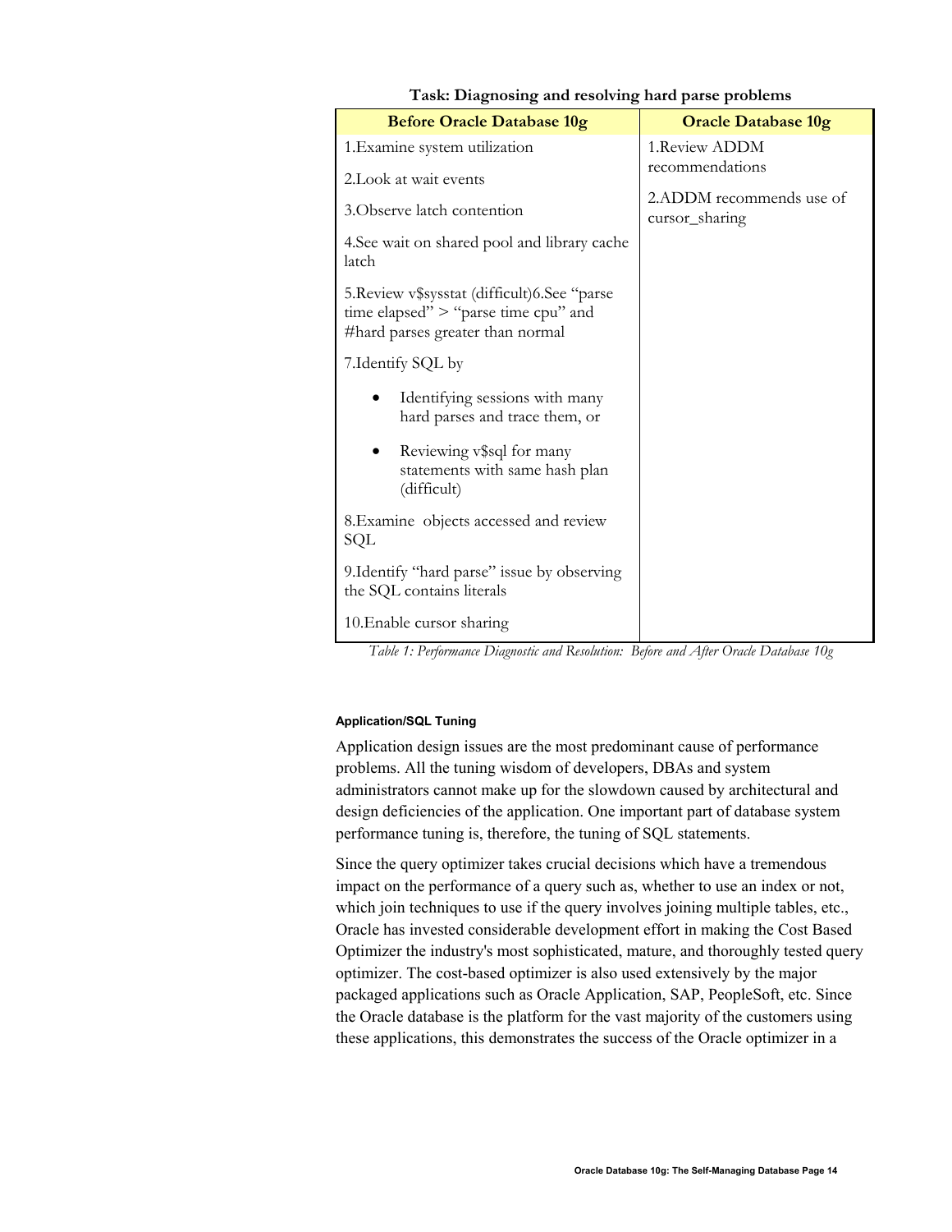**Task: Diagnosing and resolving hard parse problems**

| Before Oracle Database 10g | Oracle Database 10g |
|---|---|
| 1.Examine system utilization<br><br>2.Look at wait events<br><br>3.Observe latch contention<br><br>4.See wait on shared pool and library cache latch<br><br>5.Review v$sysstat (difficult)6.See "parse time elapsed" > "parse time cpu" and #hard parses greater than normal<br><br>7.Identify SQL by<br>• Identifying sessions with many hard parses and trace them, or<br>• Reviewing v$sql for many statements with same hash plan (difficult)<br><br>8.Examine objects accessed and review SQL<br><br>9.Identify "hard parse" issue by observing the SQL contains literals<br><br>10.Enable cursor sharing | 1.Review ADDM recommendations<br><br>2.ADDM recommends use of cursor_sharing |

*Table 1: Performance Diagnostic and Resolution: Before and After Oracle Database 10g*

#### Application/SQL Tuning

Application design issues are the most predominant cause of performance problems. All the tuning wisdom of developers, DBAs and system administrators cannot make up for the slowdown caused by architectural and design deficiencies of the application. One important part of database system performance tuning is, therefore, the tuning of SQL statements.

Since the query optimizer takes crucial decisions which have a tremendous impact on the performance of a query such as, whether to use an index or not, which join techniques to use if the query involves joining multiple tables, etc., Oracle has invested considerable development effort in making the Cost Based Optimizer the industry's most sophisticated, mature, and thoroughly tested query optimizer. The cost-based optimizer is also used extensively by the major packaged applications such as Oracle Application, SAP, PeopleSoft, etc. Since the Oracle database is the platform for the vast majority of the customers using these applications, this demonstrates the success of the Oracle optimizer in a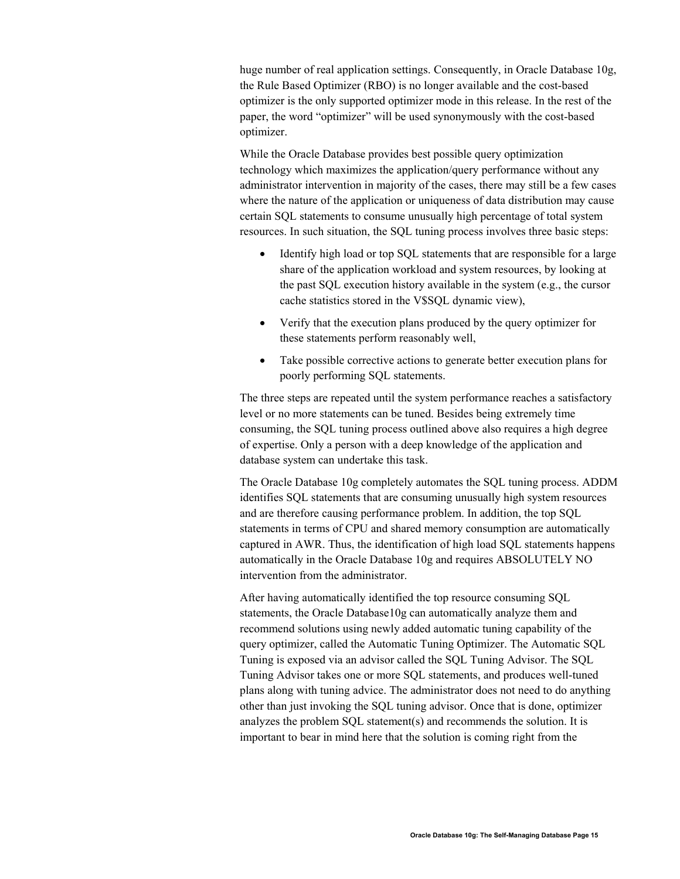huge number of real application settings. Consequently, in Oracle Database 10g, the Rule Based Optimizer (RBO) is no longer available and the cost-based optimizer is the only supported optimizer mode in this release. In the rest of the paper, the word "optimizer" will be used synonymously with the cost-based optimizer.

While the Oracle Database provides best possible query optimization technology which maximizes the application/query performance without any administrator intervention in majority of the cases, there may still be a few cases where the nature of the application or uniqueness of data distribution may cause certain SQL statements to consume unusually high percentage of total system resources. In such situation, the SQL tuning process involves three basic steps:

- Identify high load or top SQL statements that are responsible for a large share of the application workload and system resources, by looking at the past SQL execution history available in the system (e.g., the cursor cache statistics stored in the V$SQL dynamic view),
- Verify that the execution plans produced by the query optimizer for these statements perform reasonably well,
- Take possible corrective actions to generate better execution plans for poorly performing SQL statements.

The three steps are repeated until the system performance reaches a satisfactory level or no more statements can be tuned. Besides being extremely time consuming, the SQL tuning process outlined above also requires a high degree of expertise. Only a person with a deep knowledge of the application and database system can undertake this task.

The Oracle Database 10g completely automates the SQL tuning process. ADDM identifies SQL statements that are consuming unusually high system resources and are therefore causing performance problem. In addition, the top SQL statements in terms of CPU and shared memory consumption are automatically captured in AWR. Thus, the identification of high load SQL statements happens automatically in the Oracle Database 10g and requires ABSOLUTELY NO intervention from the administrator.

After having automatically identified the top resource consuming SQL statements, the Oracle Database10g can automatically analyze them and recommend solutions using newly added automatic tuning capability of the query optimizer, called the Automatic Tuning Optimizer. The Automatic SQL Tuning is exposed via an advisor called the SQL Tuning Advisor. The SQL Tuning Advisor takes one or more SQL statements, and produces well-tuned plans along with tuning advice. The administrator does not need to do anything other than just invoking the SQL tuning advisor. Once that is done, optimizer analyzes the problem SQL statement(s) and recommends the solution. It is important to bear in mind here that the solution is coming right from the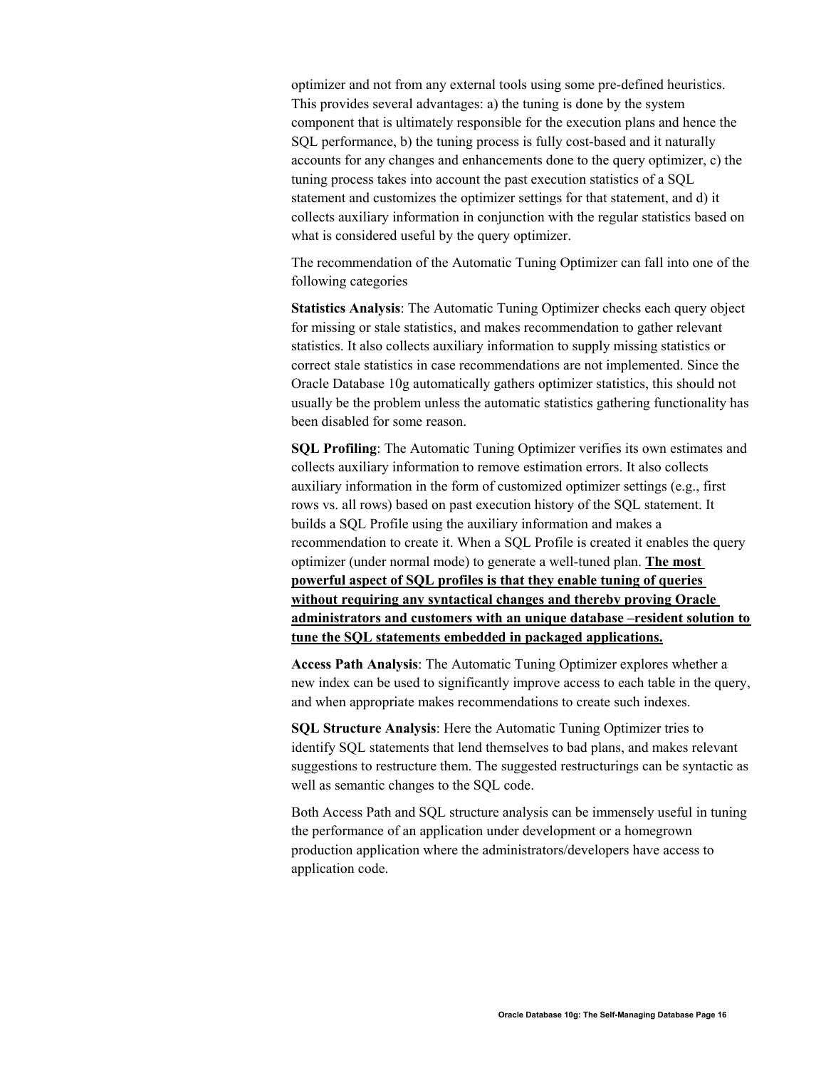optimizer and not from any external tools using some pre-defined heuristics. This provides several advantages: a) the tuning is done by the system component that is ultimately responsible for the execution plans and hence the SQL performance, b) the tuning process is fully cost-based and it naturally accounts for any changes and enhancements done to the query optimizer, c) the tuning process takes into account the past execution statistics of a SQL statement and customizes the optimizer settings for that statement, and d) it collects auxiliary information in conjunction with the regular statistics based on what is considered useful by the query optimizer.

The recommendation of the Automatic Tuning Optimizer can fall into one of the following categories

**Statistics Analysis**: The Automatic Tuning Optimizer checks each query object for missing or stale statistics, and makes recommendation to gather relevant statistics. It also collects auxiliary information to supply missing statistics or correct stale statistics in case recommendations are not implemented. Since the Oracle Database 10g automatically gathers optimizer statistics, this should not usually be the problem unless the automatic statistics gathering functionality has been disabled for some reason.

**SQL Profiling**: The Automatic Tuning Optimizer verifies its own estimates and collects auxiliary information to remove estimation errors. It also collects auxiliary information in the form of customized optimizer settings (e.g., first rows vs. all rows) based on past execution history of the SQL statement. It builds a SQL Profile using the auxiliary information and makes a recommendation to create it. When a SQL Profile is created it enables the query optimizer (under normal mode) to generate a well-tuned plan. **The most powerful aspect of SQL profiles is that they enable tuning of queries without requiring any syntactical changes and thereby proving Oracle administrators and customers with an unique database –resident solution to tune the SQL statements embedded in packaged applications.**

**Access Path Analysis**: The Automatic Tuning Optimizer explores whether a new index can be used to significantly improve access to each table in the query, and when appropriate makes recommendations to create such indexes.

**SQL Structure Analysis**: Here the Automatic Tuning Optimizer tries to identify SQL statements that lend themselves to bad plans, and makes relevant suggestions to restructure them. The suggested restructurings can be syntactic as well as semantic changes to the SQL code.

Both Access Path and SQL structure analysis can be immensely useful in tuning the performance of an application under development or a homegrown production application where the administrators/developers have access to application code.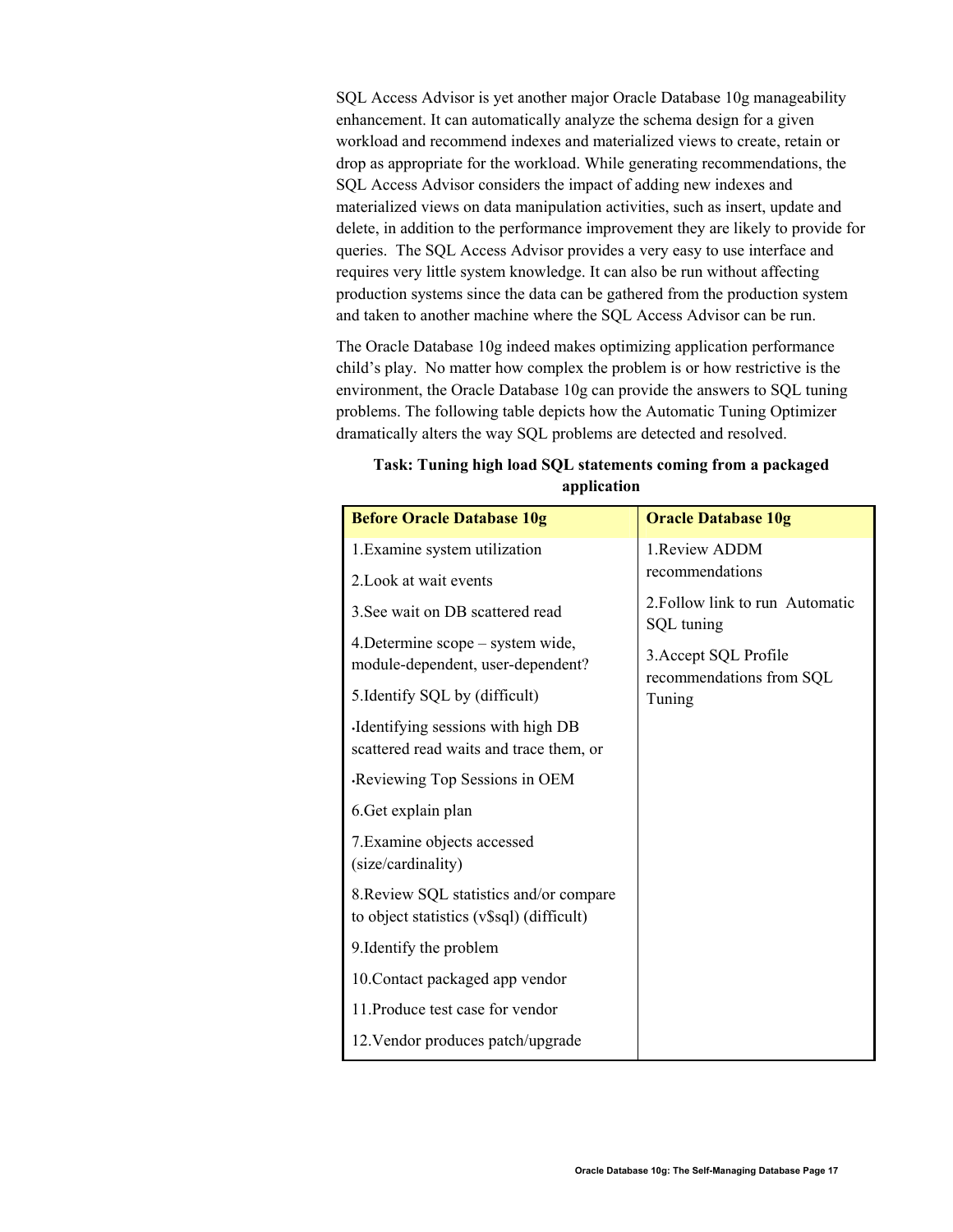SQL Access Advisor is yet another major Oracle Database 10g manageability enhancement. It can automatically analyze the schema design for a given workload and recommend indexes and materialized views to create, retain or drop as appropriate for the workload. While generating recommendations, the SQL Access Advisor considers the impact of adding new indexes and materialized views on data manipulation activities, such as insert, update and delete, in addition to the performance improvement they are likely to provide for queries. The SQL Access Advisor provides a very easy to use interface and requires very little system knowledge. It can also be run without affecting production systems since the data can be gathered from the production system and taken to another machine where the SQL Access Advisor can be run.

The Oracle Database 10g indeed makes optimizing application performance child's play. No matter how complex the problem is or how restrictive is the environment, the Oracle Database 10g can provide the answers to SQL tuning problems. The following table depicts how the Automatic Tuning Optimizer dramatically alters the way SQL problems are detected and resolved.

**Task: Tuning high load SQL statements coming from a packaged application**

| Before Oracle Database 10g | Oracle Database 10g |
|---|---|
| 1.Examine system utilization<br>2.Look at wait events<br>3.See wait on DB scattered read<br>4.Determine scope – system wide, module-dependent, user-dependent?<br>5.Identify SQL by (difficult)<br>•Identifying sessions with high DB scattered read waits and trace them, or<br>•Reviewing Top Sessions in OEM<br>6.Get explain plan<br>7.Examine objects accessed (size/cardinality)<br>8.Review SQL statistics and/or compare to object statistics (v$sql) (difficult)<br>9.Identify the problem<br>10.Contact packaged app vendor<br>11.Produce test case for vendor<br>12.Vendor produces patch/upgrade | 1.Review ADDM recommendations<br>2.Follow link to run Automatic SQL tuning<br>3.Accept SQL Profile recommendations from SQL Tuning |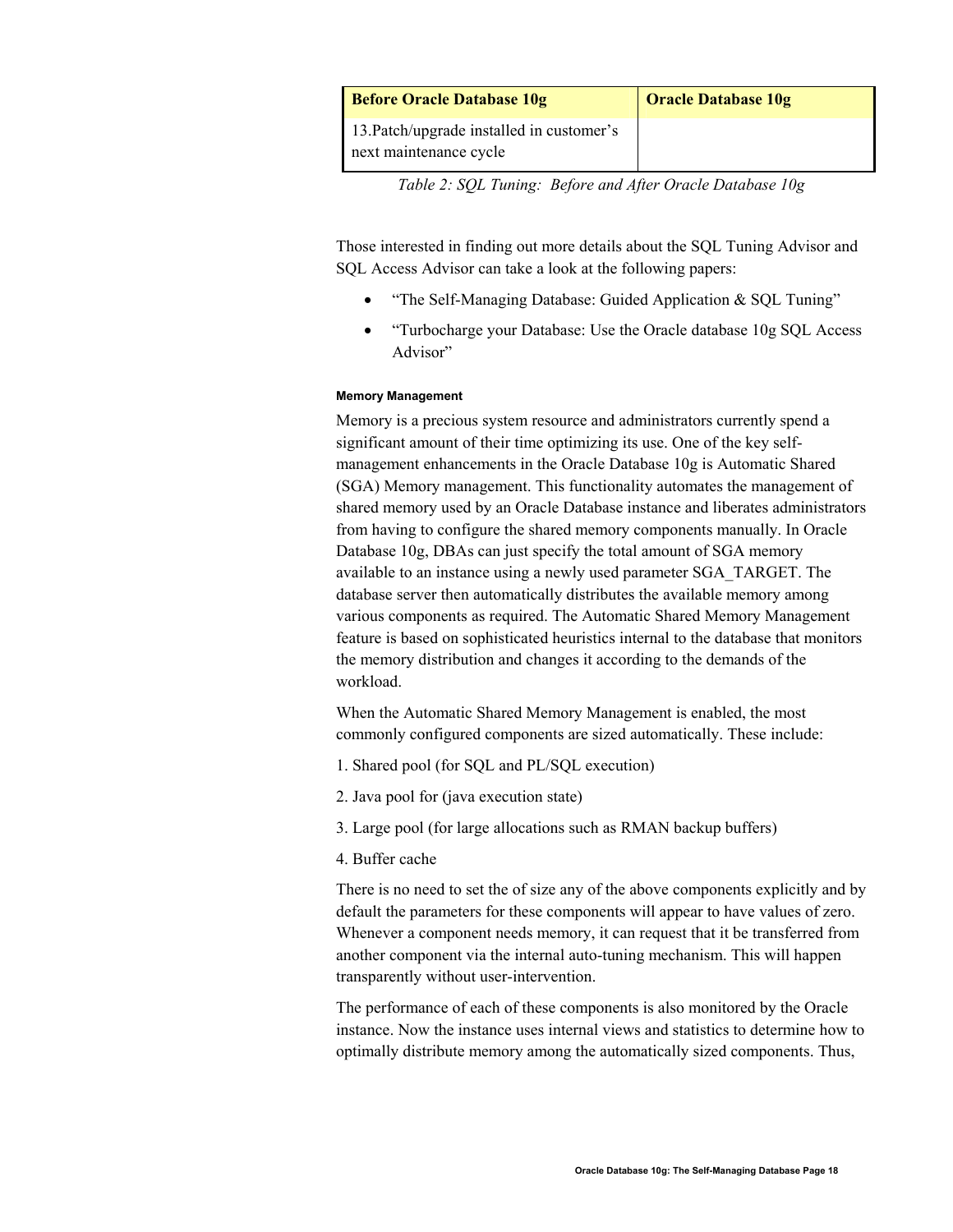| Before Oracle Database 10g | Oracle Database 10g |
| --- | --- |
| 13.Patch/upgrade installed in customer's next maintenance cycle | |

*Table 2: SQL Tuning: Before and After Oracle Database 10g*

Those interested in finding out more details about the SQL Tuning Advisor and SQL Access Advisor can take a look at the following papers:

- "The Self-Managing Database: Guided Application & SQL Tuning"
- "Turbocharge your Database: Use the Oracle database 10g SQL Access Advisor"

#### Memory Management

Memory is a precious system resource and administrators currently spend a significant amount of their time optimizing its use. One of the key self-management enhancements in the Oracle Database 10g is Automatic Shared (SGA) Memory management. This functionality automates the management of shared memory used by an Oracle Database instance and liberates administrators from having to configure the shared memory components manually. In Oracle Database 10g, DBAs can just specify the total amount of SGA memory available to an instance using a newly used parameter SGA_TARGET. The database server then automatically distributes the available memory among various components as required. The Automatic Shared Memory Management feature is based on sophisticated heuristics internal to the database that monitors the memory distribution and changes it according to the demands of the workload.

When the Automatic Shared Memory Management is enabled, the most commonly configured components are sized automatically. These include:

1. Shared pool (for SQL and PL/SQL execution)

2. Java pool for (java execution state)

3. Large pool (for large allocations such as RMAN backup buffers)

4. Buffer cache

There is no need to set the of size any of the above components explicitly and by default the parameters for these components will appear to have values of zero. Whenever a component needs memory, it can request that it be transferred from another component via the internal auto-tuning mechanism. This will happen transparently without user-intervention.

The performance of each of these components is also monitored by the Oracle instance. Now the instance uses internal views and statistics to determine how to optimally distribute memory among the automatically sized components. Thus,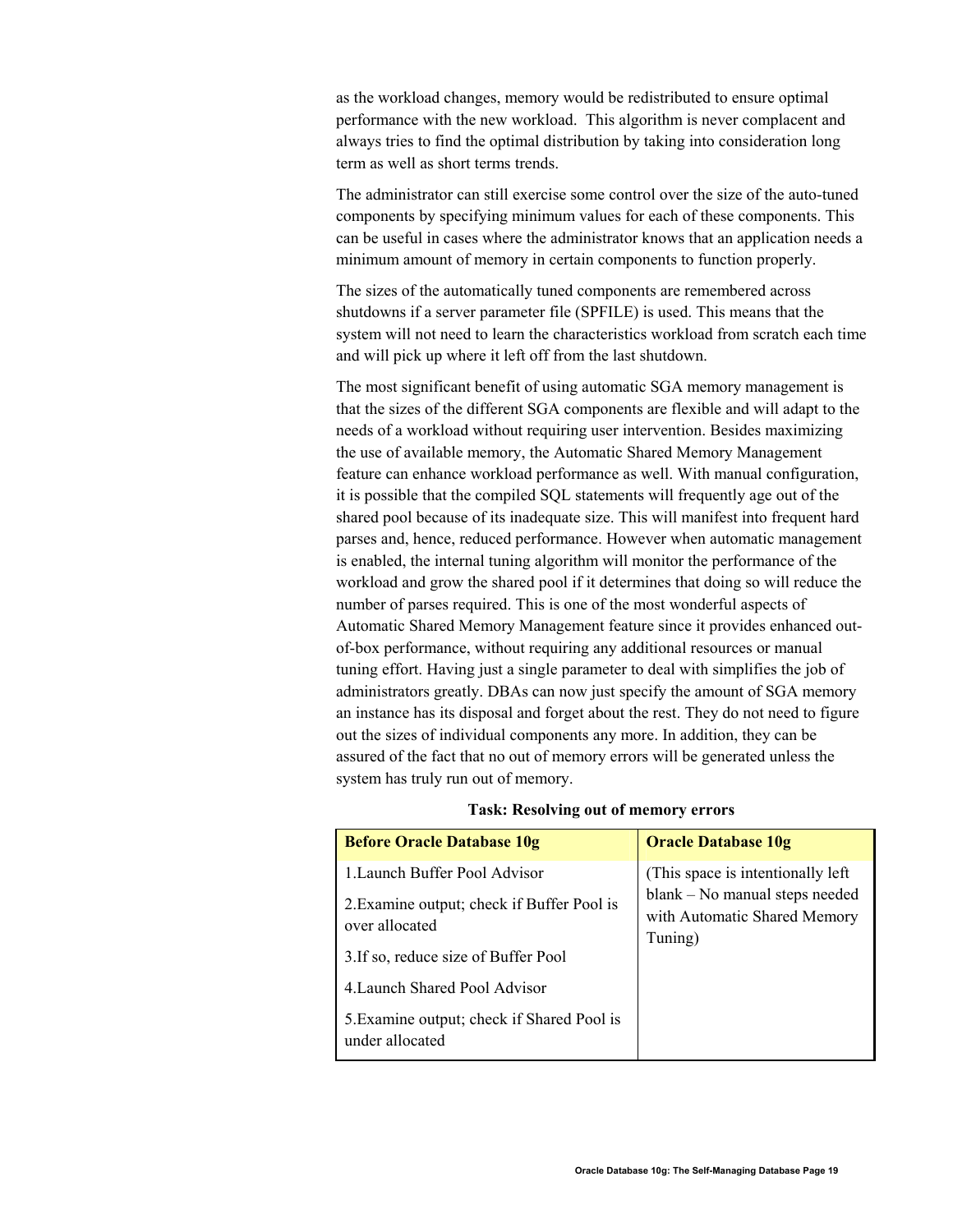as the workload changes, memory would be redistributed to ensure optimal performance with the new workload. This algorithm is never complacent and always tries to find the optimal distribution by taking into consideration long term as well as short terms trends.

The administrator can still exercise some control over the size of the auto-tuned components by specifying minimum values for each of these components. This can be useful in cases where the administrator knows that an application needs a minimum amount of memory in certain components to function properly.

The sizes of the automatically tuned components are remembered across shutdowns if a server parameter file (SPFILE) is used. This means that the system will not need to learn the characteristics workload from scratch each time and will pick up where it left off from the last shutdown.

The most significant benefit of using automatic SGA memory management is that the sizes of the different SGA components are flexible and will adapt to the needs of a workload without requiring user intervention. Besides maximizing the use of available memory, the Automatic Shared Memory Management feature can enhance workload performance as well. With manual configuration, it is possible that the compiled SQL statements will frequently age out of the shared pool because of its inadequate size. This will manifest into frequent hard parses and, hence, reduced performance. However when automatic management is enabled, the internal tuning algorithm will monitor the performance of the workload and grow the shared pool if it determines that doing so will reduce the number of parses required. This is one of the most wonderful aspects of Automatic Shared Memory Management feature since it provides enhanced out-of-box performance, without requiring any additional resources or manual tuning effort. Having just a single parameter to deal with simplifies the job of administrators greatly. DBAs can now just specify the amount of SGA memory an instance has its disposal and forget about the rest. They do not need to figure out the sizes of individual components any more. In addition, they can be assured of the fact that no out of memory errors will be generated unless the system has truly run out of memory.

**Task: Resolving out of memory errors**

| Before Oracle Database 10g | Oracle Database 10g |
|---|---|
| 1.Launch Buffer Pool Advisor<br>2.Examine output; check if Buffer Pool is over allocated<br>3.If so, reduce size of Buffer Pool<br>4.Launch Shared Pool Advisor<br>5.Examine output; check if Shared Pool is under allocated | (This space is intentionally left blank – No manual steps needed with Automatic Shared Memory Tuning) |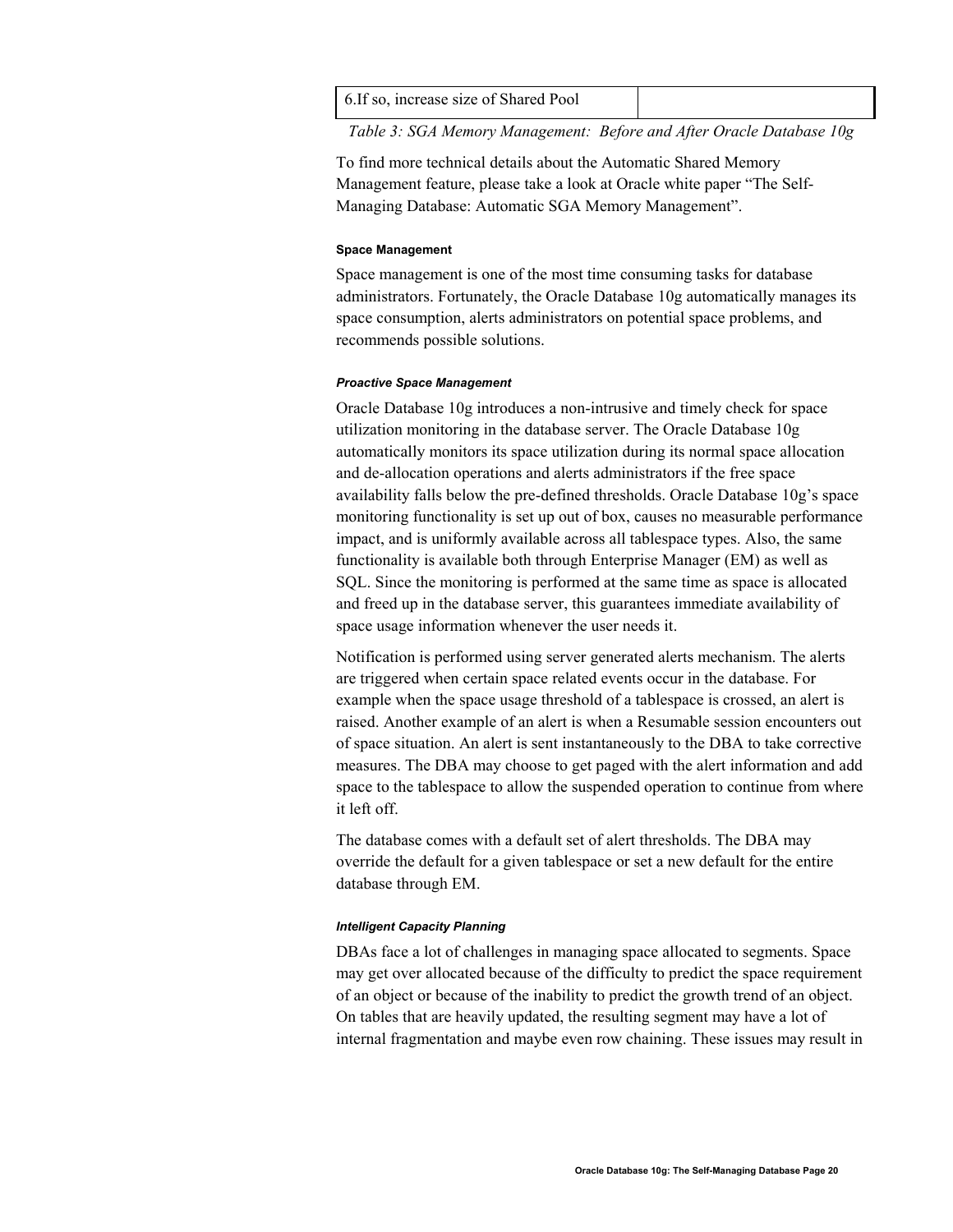| 6.If so, increase size of Shared Pool | |
|---|---|

*Table 3: SGA Memory Management: Before and After Oracle Database 10g*

To find more technical details about the Automatic Shared Memory Management feature, please take a look at Oracle white paper "The Self-Managing Database: Automatic SGA Memory Management".

#### Space Management

Space management is one of the most time consuming tasks for database administrators. Fortunately, the Oracle Database 10g automatically manages its space consumption, alerts administrators on potential space problems, and recommends possible solutions.

##### *Proactive Space Management*

Oracle Database 10g introduces a non-intrusive and timely check for space utilization monitoring in the database server. The Oracle Database 10g automatically monitors its space utilization during its normal space allocation and de-allocation operations and alerts administrators if the free space availability falls below the pre-defined thresholds. Oracle Database 10g's space monitoring functionality is set up out of box, causes no measurable performance impact, and is uniformly available across all tablespace types. Also, the same functionality is available both through Enterprise Manager (EM) as well as SQL. Since the monitoring is performed at the same time as space is allocated and freed up in the database server, this guarantees immediate availability of space usage information whenever the user needs it.

Notification is performed using server generated alerts mechanism. The alerts are triggered when certain space related events occur in the database. For example when the space usage threshold of a tablespace is crossed, an alert is raised. Another example of an alert is when a Resumable session encounters out of space situation. An alert is sent instantaneously to the DBA to take corrective measures. The DBA may choose to get paged with the alert information and add space to the tablespace to allow the suspended operation to continue from where it left off.

The database comes with a default set of alert thresholds. The DBA may override the default for a given tablespace or set a new default for the entire database through EM.

##### *Intelligent Capacity Planning*

DBAs face a lot of challenges in managing space allocated to segments. Space may get over allocated because of the difficulty to predict the space requirement of an object or because of the inability to predict the growth trend of an object. On tables that are heavily updated, the resulting segment may have a lot of internal fragmentation and maybe even row chaining. These issues may result in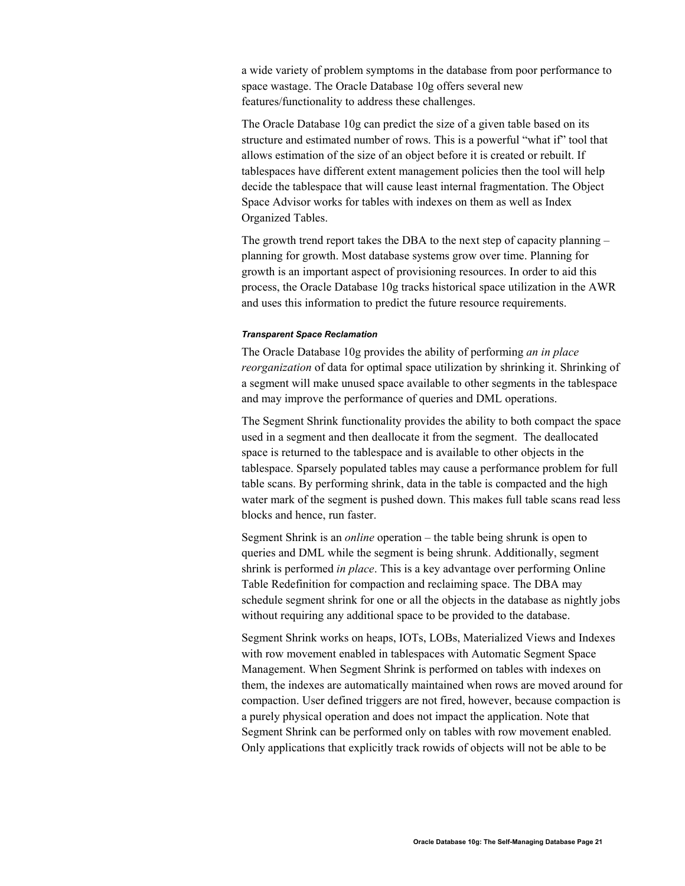a wide variety of problem symptoms in the database from poor performance to space wastage. The Oracle Database 10g offers several new features/functionality to address these challenges.

The Oracle Database 10g can predict the size of a given table based on its structure and estimated number of rows. This is a powerful "what if" tool that allows estimation of the size of an object before it is created or rebuilt. If tablespaces have different extent management policies then the tool will help decide the tablespace that will cause least internal fragmentation. The Object Space Advisor works for tables with indexes on them as well as Index Organized Tables.

The growth trend report takes the DBA to the next step of capacity planning – planning for growth. Most database systems grow over time. Planning for growth is an important aspect of provisioning resources. In order to aid this process, the Oracle Database 10g tracks historical space utilization in the AWR and uses this information to predict the future resource requirements.

#### *Transparent Space Reclamation*

The Oracle Database 10g provides the ability of performing *an in place reorganization* of data for optimal space utilization by shrinking it. Shrinking of a segment will make unused space available to other segments in the tablespace and may improve the performance of queries and DML operations.

The Segment Shrink functionality provides the ability to both compact the space used in a segment and then deallocate it from the segment. The deallocated space is returned to the tablespace and is available to other objects in the tablespace. Sparsely populated tables may cause a performance problem for full table scans. By performing shrink, data in the table is compacted and the high water mark of the segment is pushed down. This makes full table scans read less blocks and hence, run faster.

Segment Shrink is an *online* operation – the table being shrunk is open to queries and DML while the segment is being shrunk. Additionally, segment shrink is performed *in place*. This is a key advantage over performing Online Table Redefinition for compaction and reclaiming space. The DBA may schedule segment shrink for one or all the objects in the database as nightly jobs without requiring any additional space to be provided to the database.

Segment Shrink works on heaps, IOTs, LOBs, Materialized Views and Indexes with row movement enabled in tablespaces with Automatic Segment Space Management. When Segment Shrink is performed on tables with indexes on them, the indexes are automatically maintained when rows are moved around for compaction. User defined triggers are not fired, however, because compaction is a purely physical operation and does not impact the application. Note that Segment Shrink can be performed only on tables with row movement enabled. Only applications that explicitly track rowids of objects will not be able to be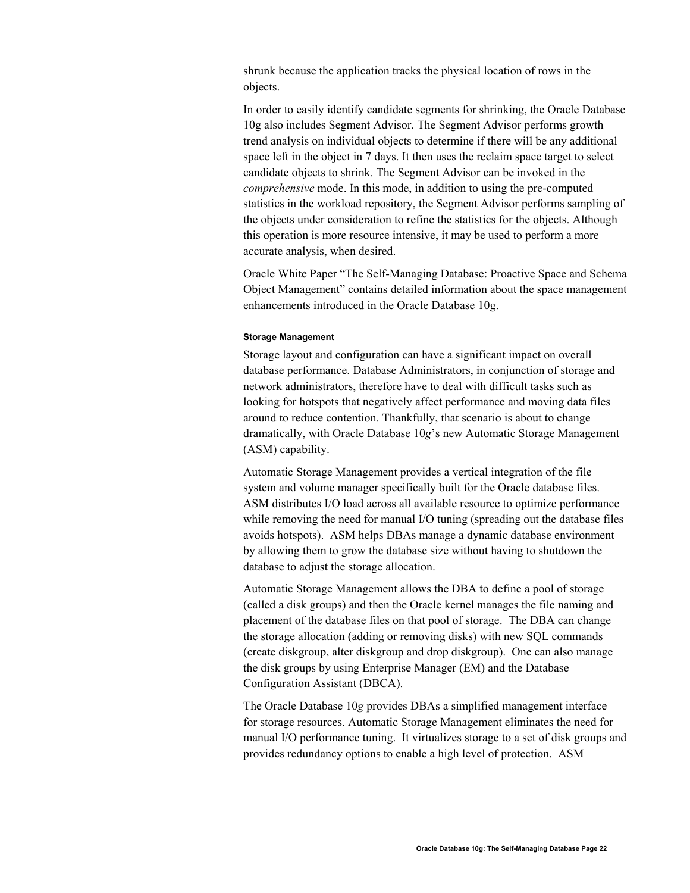shrunk because the application tracks the physical location of rows in the objects.

In order to easily identify candidate segments for shrinking, the Oracle Database 10g also includes Segment Advisor. The Segment Advisor performs growth trend analysis on individual objects to determine if there will be any additional space left in the object in 7 days. It then uses the reclaim space target to select candidate objects to shrink. The Segment Advisor can be invoked in the *comprehensive* mode. In this mode, in addition to using the pre-computed statistics in the workload repository, the Segment Advisor performs sampling of the objects under consideration to refine the statistics for the objects. Although this operation is more resource intensive, it may be used to perform a more accurate analysis, when desired.

Oracle White Paper "The Self-Managing Database: Proactive Space and Schema Object Management" contains detailed information about the space management enhancements introduced in the Oracle Database 10g.

#### Storage Management

Storage layout and configuration can have a significant impact on overall database performance. Database Administrators, in conjunction of storage and network administrators, therefore have to deal with difficult tasks such as looking for hotspots that negatively affect performance and moving data files around to reduce contention. Thankfully, that scenario is about to change dramatically, with Oracle Database 10*g*'s new Automatic Storage Management (ASM) capability.

Automatic Storage Management provides a vertical integration of the file system and volume manager specifically built for the Oracle database files. ASM distributes I/O load across all available resource to optimize performance while removing the need for manual I/O tuning (spreading out the database files avoids hotspots). ASM helps DBAs manage a dynamic database environment by allowing them to grow the database size without having to shutdown the database to adjust the storage allocation.

Automatic Storage Management allows the DBA to define a pool of storage (called a disk groups) and then the Oracle kernel manages the file naming and placement of the database files on that pool of storage. The DBA can change the storage allocation (adding or removing disks) with new SQL commands (create diskgroup, alter diskgroup and drop diskgroup). One can also manage the disk groups by using Enterprise Manager (EM) and the Database Configuration Assistant (DBCA).

The Oracle Database 10*g* provides DBAs a simplified management interface for storage resources. Automatic Storage Management eliminates the need for manual I/O performance tuning. It virtualizes storage to a set of disk groups and provides redundancy options to enable a high level of protection. ASM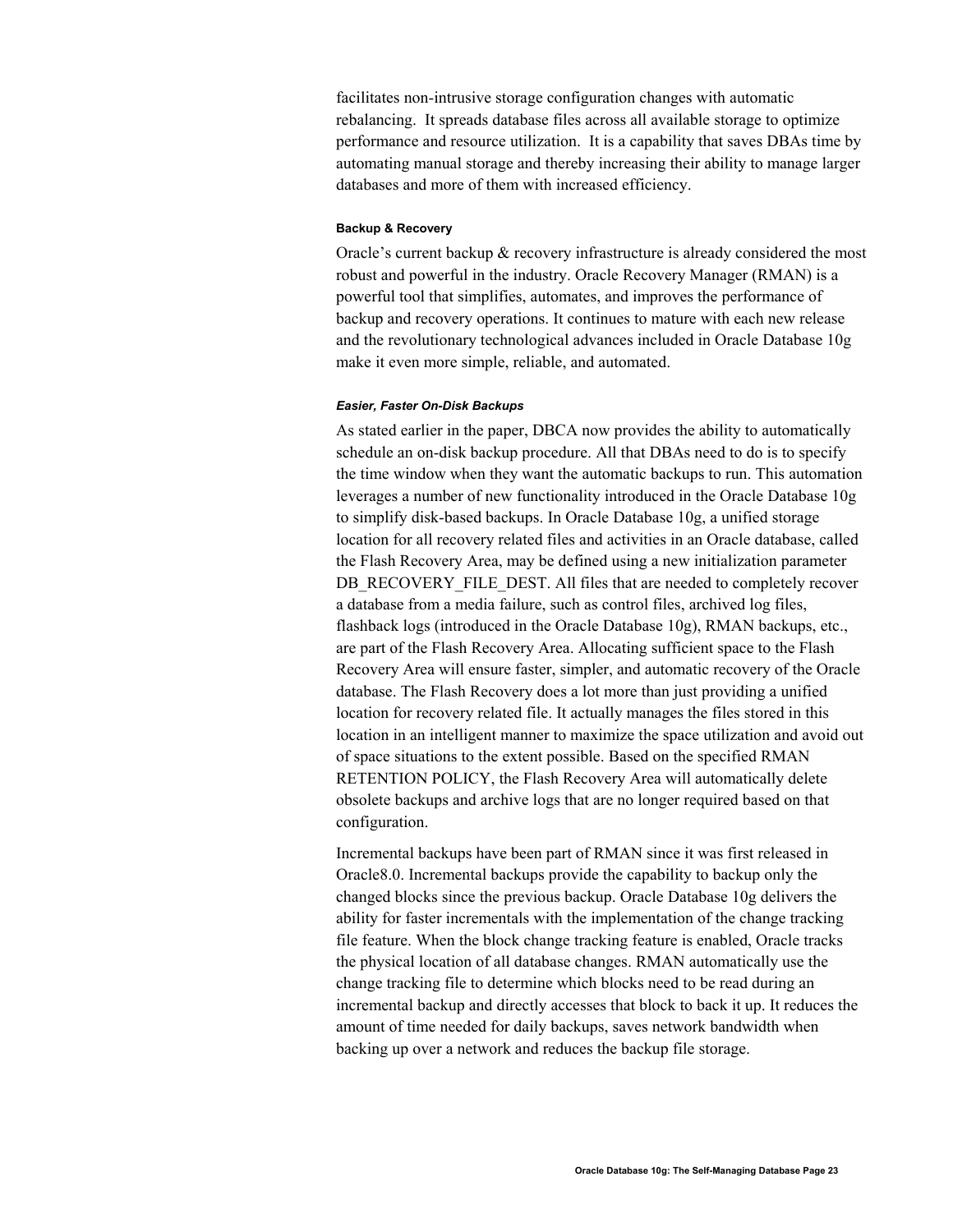facilitates non-intrusive storage configuration changes with automatic rebalancing. It spreads database files across all available storage to optimize performance and resource utilization. It is a capability that saves DBAs time by automating manual storage and thereby increasing their ability to manage larger databases and more of them with increased efficiency.

#### Backup & Recovery

Oracle's current backup & recovery infrastructure is already considered the most robust and powerful in the industry. Oracle Recovery Manager (RMAN) is a powerful tool that simplifies, automates, and improves the performance of backup and recovery operations. It continues to mature with each new release and the revolutionary technological advances included in Oracle Database 10g make it even more simple, reliable, and automated.

##### *Easier, Faster On-Disk Backups*

As stated earlier in the paper, DBCA now provides the ability to automatically schedule an on-disk backup procedure. All that DBAs need to do is to specify the time window when they want the automatic backups to run. This automation leverages a number of new functionality introduced in the Oracle Database 10g to simplify disk-based backups. In Oracle Database 10g, a unified storage location for all recovery related files and activities in an Oracle database, called the Flash Recovery Area, may be defined using a new initialization parameter DB_RECOVERY_FILE_DEST. All files that are needed to completely recover a database from a media failure, such as control files, archived log files, flashback logs (introduced in the Oracle Database 10g), RMAN backups, etc., are part of the Flash Recovery Area. Allocating sufficient space to the Flash Recovery Area will ensure faster, simpler, and automatic recovery of the Oracle database. The Flash Recovery does a lot more than just providing a unified location for recovery related file. It actually manages the files stored in this location in an intelligent manner to maximize the space utilization and avoid out of space situations to the extent possible. Based on the specified RMAN RETENTION POLICY, the Flash Recovery Area will automatically delete obsolete backups and archive logs that are no longer required based on that configuration.

Incremental backups have been part of RMAN since it was first released in Oracle8.0. Incremental backups provide the capability to backup only the changed blocks since the previous backup. Oracle Database 10g delivers the ability for faster incrementals with the implementation of the change tracking file feature. When the block change tracking feature is enabled, Oracle tracks the physical location of all database changes. RMAN automatically use the change tracking file to determine which blocks need to be read during an incremental backup and directly accesses that block to back it up. It reduces the amount of time needed for daily backups, saves network bandwidth when backing up over a network and reduces the backup file storage.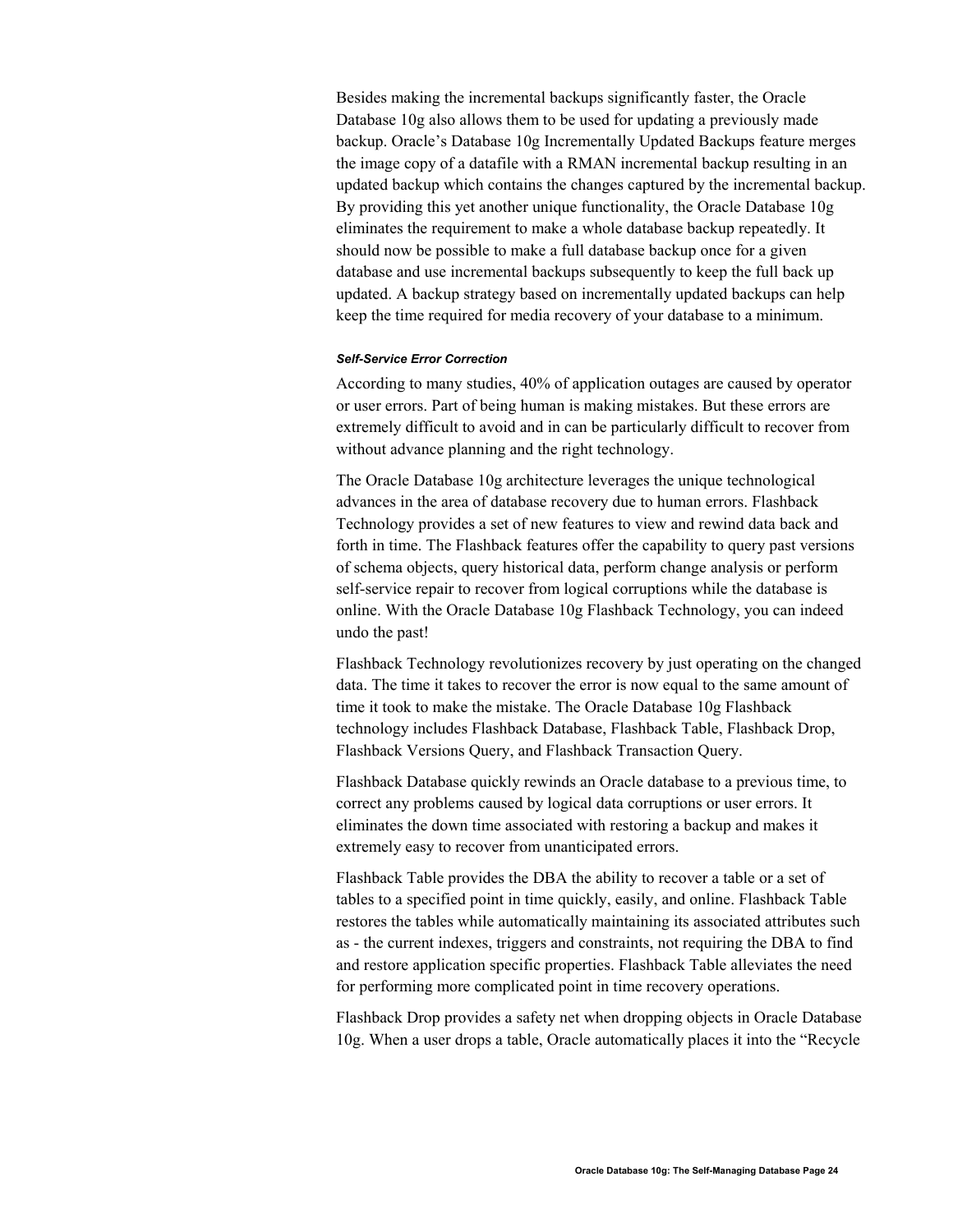Besides making the incremental backups significantly faster, the Oracle Database 10g also allows them to be used for updating a previously made backup. Oracle's Database 10g Incrementally Updated Backups feature merges the image copy of a datafile with a RMAN incremental backup resulting in an updated backup which contains the changes captured by the incremental backup. By providing this yet another unique functionality, the Oracle Database 10g eliminates the requirement to make a whole database backup repeatedly. It should now be possible to make a full database backup once for a given database and use incremental backups subsequently to keep the full back up updated. A backup strategy based on incrementally updated backups can help keep the time required for media recovery of your database to a minimum.

#### *Self-Service Error Correction*

According to many studies, 40% of application outages are caused by operator or user errors. Part of being human is making mistakes. But these errors are extremely difficult to avoid and in can be particularly difficult to recover from without advance planning and the right technology.

The Oracle Database 10g architecture leverages the unique technological advances in the area of database recovery due to human errors. Flashback Technology provides a set of new features to view and rewind data back and forth in time. The Flashback features offer the capability to query past versions of schema objects, query historical data, perform change analysis or perform self-service repair to recover from logical corruptions while the database is online. With the Oracle Database 10g Flashback Technology, you can indeed undo the past!

Flashback Technology revolutionizes recovery by just operating on the changed data. The time it takes to recover the error is now equal to the same amount of time it took to make the mistake. The Oracle Database 10g Flashback technology includes Flashback Database, Flashback Table, Flashback Drop, Flashback Versions Query, and Flashback Transaction Query.

Flashback Database quickly rewinds an Oracle database to a previous time, to correct any problems caused by logical data corruptions or user errors. It eliminates the down time associated with restoring a backup and makes it extremely easy to recover from unanticipated errors.

Flashback Table provides the DBA the ability to recover a table or a set of tables to a specified point in time quickly, easily, and online. Flashback Table restores the tables while automatically maintaining its associated attributes such as - the current indexes, triggers and constraints, not requiring the DBA to find and restore application specific properties. Flashback Table alleviates the need for performing more complicated point in time recovery operations.

Flashback Drop provides a safety net when dropping objects in Oracle Database 10g. When a user drops a table, Oracle automatically places it into the "Recycle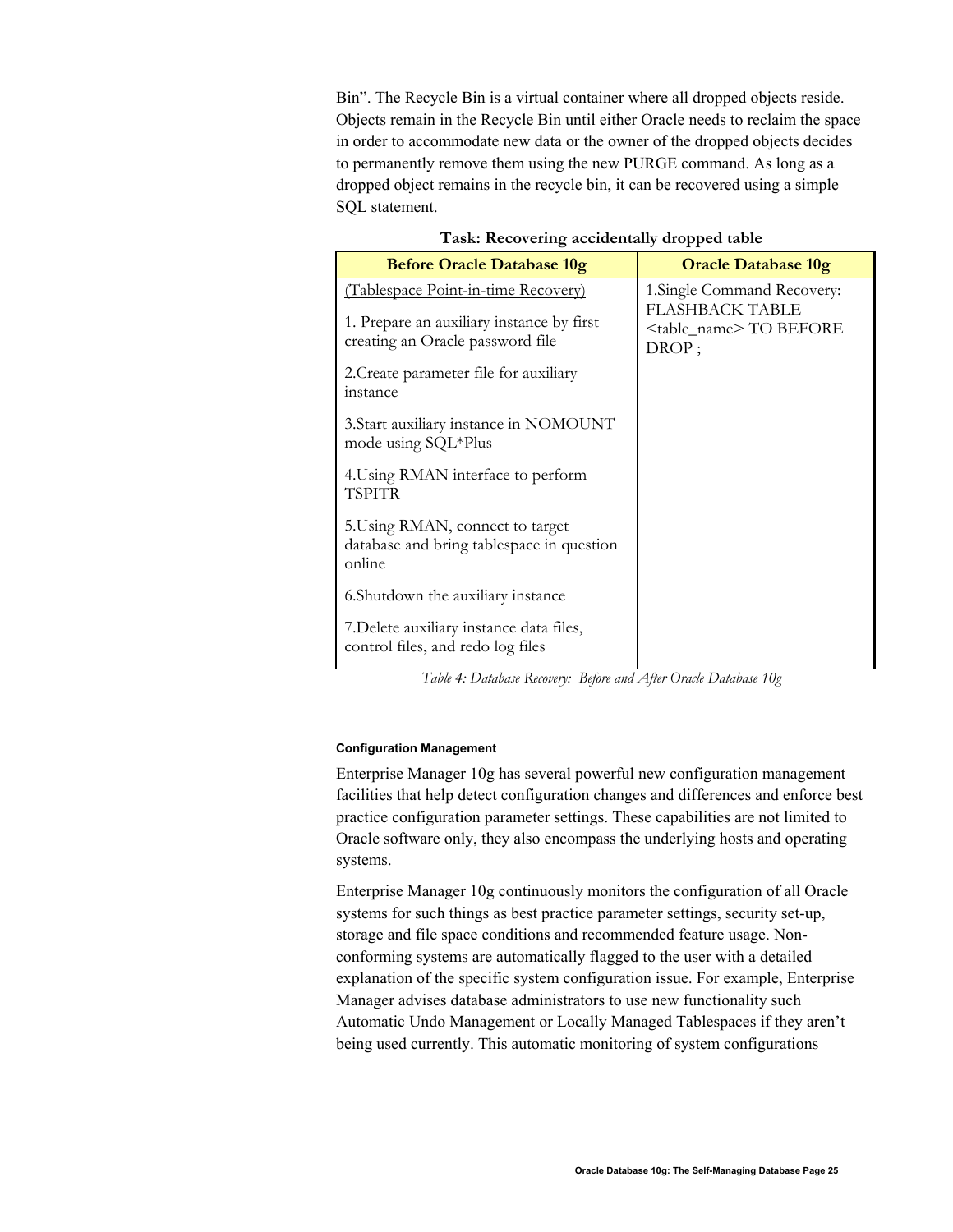Bin". The Recycle Bin is a virtual container where all dropped objects reside. Objects remain in the Recycle Bin until either Oracle needs to reclaim the space in order to accommodate new data or the owner of the dropped objects decides to permanently remove them using the new PURGE command. As long as a dropped object remains in the recycle bin, it can be recovered using a simple SQL statement.

**Task: Recovering accidentally dropped table**

| Before Oracle Database 10g | Oracle Database 10g |
|---|---|
| (Tablespace Point-in-time Recovery)<br><br>1. Prepare an auxiliary instance by first creating an Oracle password file<br><br>2.Create parameter file for auxiliary instance<br><br>3.Start auxiliary instance in NOMOUNT mode using SQL*Plus<br><br>4.Using RMAN interface to perform TSPITR<br><br>5.Using RMAN, connect to target database and bring tablespace in question online<br><br>6.Shutdown the auxiliary instance<br><br>7.Delete auxiliary instance data files, control files, and redo log files | 1.Single Command Recovery: FLASHBACK TABLE <table_name> TO BEFORE DROP ; |

*Table 4: Database Recovery: Before and After Oracle Database 10g*

#### Configuration Management

Enterprise Manager 10g has several powerful new configuration management facilities that help detect configuration changes and differences and enforce best practice configuration parameter settings. These capabilities are not limited to Oracle software only, they also encompass the underlying hosts and operating systems.

Enterprise Manager 10g continuously monitors the configuration of all Oracle systems for such things as best practice parameter settings, security set-up, storage and file space conditions and recommended feature usage. Non-conforming systems are automatically flagged to the user with a detailed explanation of the specific system configuration issue. For example, Enterprise Manager advises database administrators to use new functionality such Automatic Undo Management or Locally Managed Tablespaces if they aren't being used currently. This automatic monitoring of system configurations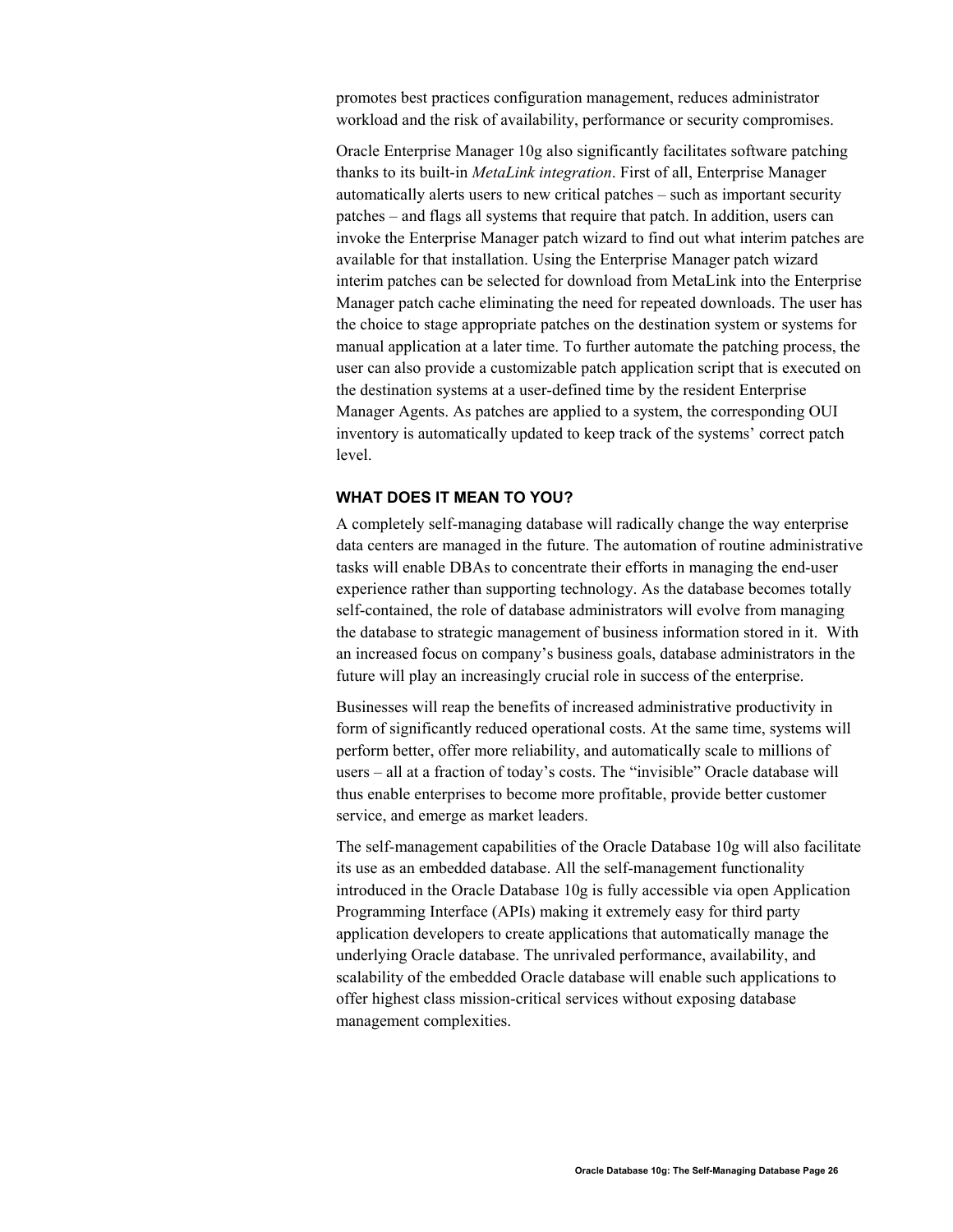promotes best practices configuration management, reduces administrator workload and the risk of availability, performance or security compromises.

Oracle Enterprise Manager 10g also significantly facilitates software patching thanks to its built-in *MetaLink integration*. First of all, Enterprise Manager automatically alerts users to new critical patches – such as important security patches – and flags all systems that require that patch. In addition, users can invoke the Enterprise Manager patch wizard to find out what interim patches are available for that installation. Using the Enterprise Manager patch wizard interim patches can be selected for download from MetaLink into the Enterprise Manager patch cache eliminating the need for repeated downloads. The user has the choice to stage appropriate patches on the destination system or systems for manual application at a later time. To further automate the patching process, the user can also provide a customizable patch application script that is executed on the destination systems at a user-defined time by the resident Enterprise Manager Agents. As patches are applied to a system, the corresponding OUI inventory is automatically updated to keep track of the systems' correct patch level.

### WHAT DOES IT MEAN TO YOU?

A completely self-managing database will radically change the way enterprise data centers are managed in the future. The automation of routine administrative tasks will enable DBAs to concentrate their efforts in managing the end-user experience rather than supporting technology. As the database becomes totally self-contained, the role of database administrators will evolve from managing the database to strategic management of business information stored in it. With an increased focus on company's business goals, database administrators in the future will play an increasingly crucial role in success of the enterprise.

Businesses will reap the benefits of increased administrative productivity in form of significantly reduced operational costs. At the same time, systems will perform better, offer more reliability, and automatically scale to millions of users – all at a fraction of today's costs. The "invisible" Oracle database will thus enable enterprises to become more profitable, provide better customer service, and emerge as market leaders.

The self-management capabilities of the Oracle Database 10g will also facilitate its use as an embedded database. All the self-management functionality introduced in the Oracle Database 10g is fully accessible via open Application Programming Interface (APIs) making it extremely easy for third party application developers to create applications that automatically manage the underlying Oracle database. The unrivaled performance, availability, and scalability of the embedded Oracle database will enable such applications to offer highest class mission-critical services without exposing database management complexities.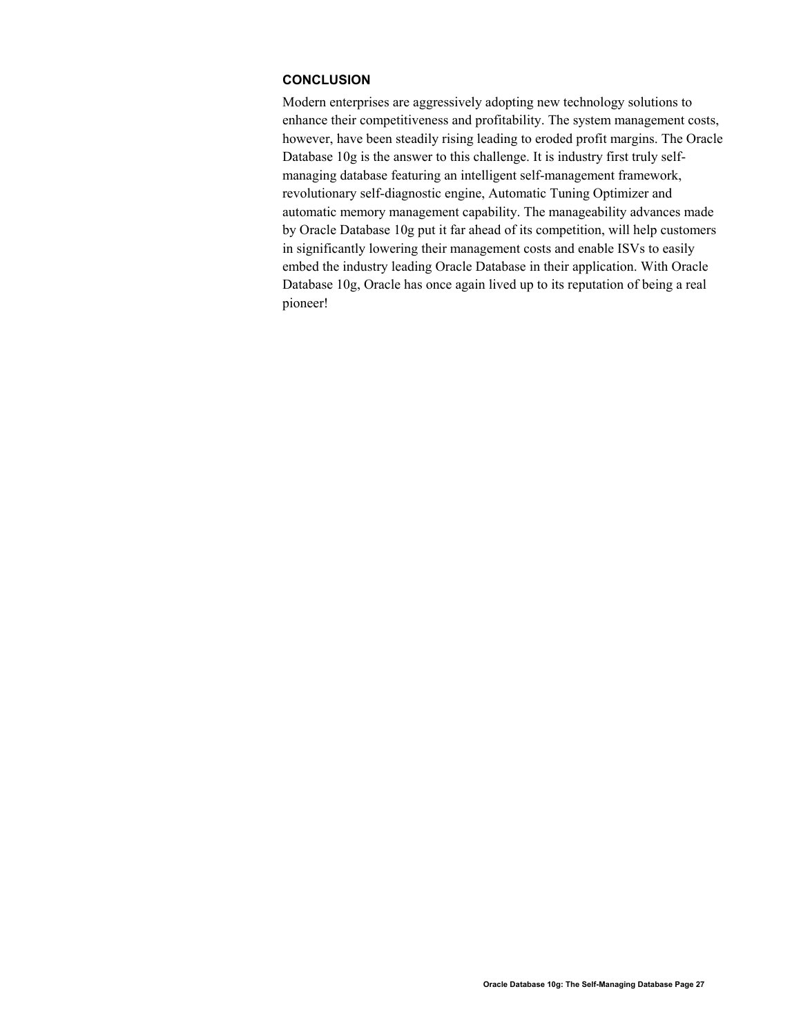## CONCLUSION

Modern enterprises are aggressively adopting new technology solutions to enhance their competitiveness and profitability. The system management costs, however, have been steadily rising leading to eroded profit margins. The Oracle Database 10g is the answer to this challenge. It is industry first truly self-managing database featuring an intelligent self-management framework, revolutionary self-diagnostic engine, Automatic Tuning Optimizer and automatic memory management capability. The manageability advances made by Oracle Database 10g put it far ahead of its competition, will help customers in significantly lowering their management costs and enable ISVs to easily embed the industry leading Oracle Database in their application. With Oracle Database 10g, Oracle has once again lived up to its reputation of being a real pioneer!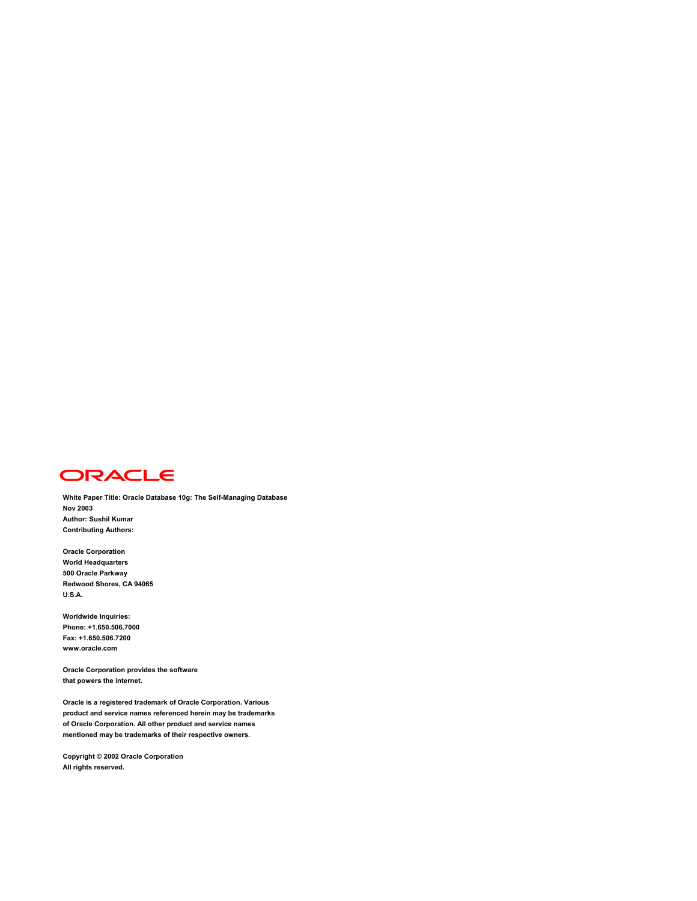**ORACLE**

**White Paper Title: Oracle Database 10g: The Self-Managing Database**
**Nov 2003**
**Author: Sushil Kumar**
**Contributing Authors:**

**Oracle Corporation**
**World Headquarters**
**500 Oracle Parkway**
**Redwood Shores, CA 94065**
**U.S.A.**

**Worldwide Inquiries:**
**Phone: +1.650.506.7000**
**Fax: +1.650.506.7200**
**www.oracle.com**

**Oracle Corporation provides the software**
**that powers the internet.**

**Oracle is a registered trademark of Oracle Corporation. Various**
**product and service names referenced herein may be trademarks**
**of Oracle Corporation. All other product and service names**
**mentioned may be trademarks of their respective owners.**

**Copyright © 2002 Oracle Corporation**
**All rights reserved.**